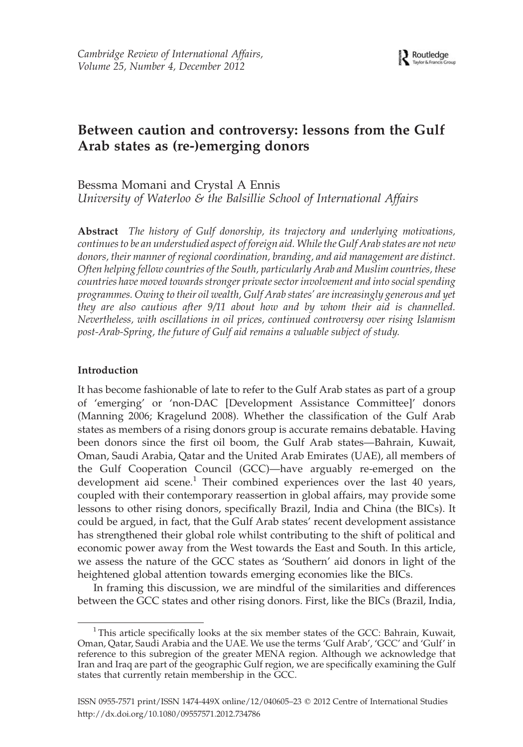# Between caution and controversy: lessons from the Gulf Arab states as (re-)emerging donors

Bessma Momani and Crystal A Ennis
*University of Waterloo & the Balsillie School of International Affairs*

**Abstract** *The history of Gulf donorship, its trajectory and underlying motivations, continues to be an understudied aspect of foreign aid. While the Gulf Arab states are not new donors, their manner of regional coordination, branding, and aid management are distinct. Often helping fellow countries of the South, particularly Arab and Muslim countries, these countries have moved towards stronger private sector involvement and into social spending programmes. Owing to their oil wealth, Gulf Arab states' are increasingly generous and yet they are also cautious after 9/11 about how and by whom their aid is channelled. Nevertheless, with oscillations in oil prices, continued controversy over rising Islamism post-Arab-Spring, the future of Gulf aid remains a valuable subject of study.*

## Introduction

It has become fashionable of late to refer to the Gulf Arab states as part of a group of 'emerging' or 'non-DAC [Development Assistance Committee]' donors (Manning 2006; Kragelund 2008). Whether the classification of the Gulf Arab states as members of a rising donors group is accurate remains debatable. Having been donors since the first oil boom, the Gulf Arab states—Bahrain, Kuwait, Oman, Saudi Arabia, Qatar and the United Arab Emirates (UAE), all members of the Gulf Cooperation Council (GCC)—have arguably re-emerged on the development aid scene.[1] Their combined experiences over the last 40 years, coupled with their contemporary reassertion in global affairs, may provide some lessons to other rising donors, specifically Brazil, India and China (the BICs). It could be argued, in fact, that the Gulf Arab states' recent development assistance has strengthened their global role whilst contributing to the shift of political and economic power away from the West towards the East and South. In this article, we assess the nature of the GCC states as 'Southern' aid donors in light of the heightened global attention towards emerging economies like the BICs.

In framing this discussion, we are mindful of the similarities and differences between the GCC states and other rising donors. First, like the BICs (Brazil, India,

[1] This article specifically looks at the six member states of the GCC: Bahrain, Kuwait, Oman, Qatar, Saudi Arabia and the UAE. We use the terms 'Gulf Arab', 'GCC' and 'Gulf' in reference to this subregion of the greater MENA region. Although we acknowledge that Iran and Iraq are part of the geographic Gulf region, we are specifically examining the Gulf states that currently retain membership in the GCC.

ISSN 0955-7571 print/ISSN 1474-449X online/12/040605–23 © 2012 Centre of International Studies
http://dx.doi.org/10.1080/09557571.2012.734786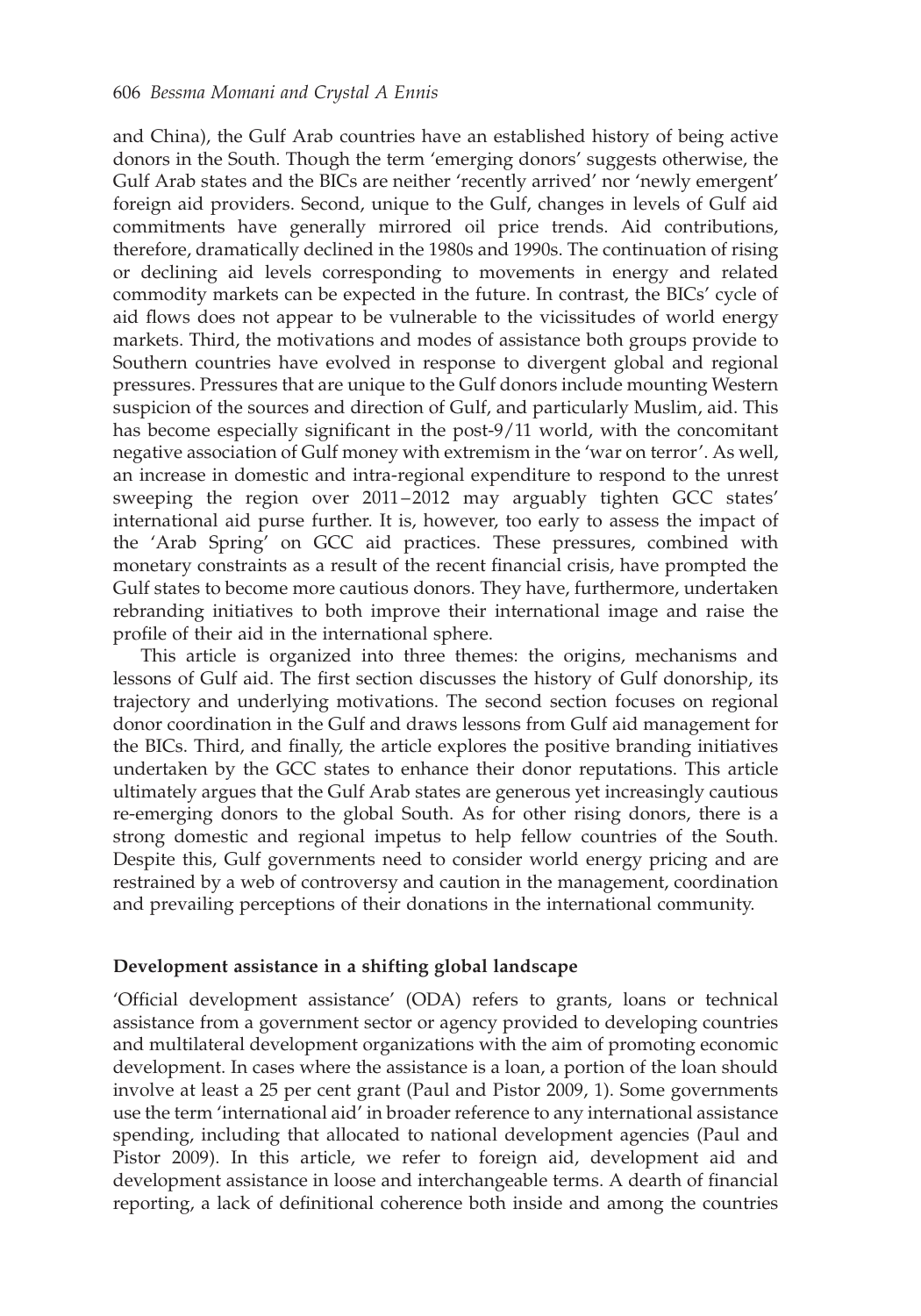and China), the Gulf Arab countries have an established history of being active donors in the South. Though the term 'emerging donors' suggests otherwise, the Gulf Arab states and the BICs are neither 'recently arrived' nor 'newly emergent' foreign aid providers. Second, unique to the Gulf, changes in levels of Gulf aid commitments have generally mirrored oil price trends. Aid contributions, therefore, dramatically declined in the 1980s and 1990s. The continuation of rising or declining aid levels corresponding to movements in energy and related commodity markets can be expected in the future. In contrast, the BICs' cycle of aid flows does not appear to be vulnerable to the vicissitudes of world energy markets. Third, the motivations and modes of assistance both groups provide to Southern countries have evolved in response to divergent global and regional pressures. Pressures that are unique to the Gulf donors include mounting Western suspicion of the sources and direction of Gulf, and particularly Muslim, aid. This has become especially significant in the post-9/11 world, with the concomitant negative association of Gulf money with extremism in the 'war on terror'. As well, an increase in domestic and intra-regional expenditure to respond to the unrest sweeping the region over 2011–2012 may arguably tighten GCC states' international aid purse further. It is, however, too early to assess the impact of the 'Arab Spring' on GCC aid practices. These pressures, combined with monetary constraints as a result of the recent financial crisis, have prompted the Gulf states to become more cautious donors. They have, furthermore, undertaken rebranding initiatives to both improve their international image and raise the profile of their aid in the international sphere.

This article is organized into three themes: the origins, mechanisms and lessons of Gulf aid. The first section discusses the history of Gulf donorship, its trajectory and underlying motivations. The second section focuses on regional donor coordination in the Gulf and draws lessons from Gulf aid management for the BICs. Third, and finally, the article explores the positive branding initiatives undertaken by the GCC states to enhance their donor reputations. This article ultimately argues that the Gulf Arab states are generous yet increasingly cautious re-emerging donors to the global South. As for other rising donors, there is a strong domestic and regional impetus to help fellow countries of the South. Despite this, Gulf governments need to consider world energy pricing and are restrained by a web of controversy and caution in the management, coordination and prevailing perceptions of their donations in the international community.

## Development assistance in a shifting global landscape

'Official development assistance' (ODA) refers to grants, loans or technical assistance from a government sector or agency provided to developing countries and multilateral development organizations with the aim of promoting economic development. In cases where the assistance is a loan, a portion of the loan should involve at least a 25 per cent grant (Paul and Pistor 2009, 1). Some governments use the term 'international aid' in broader reference to any international assistance spending, including that allocated to national development agencies (Paul and Pistor 2009). In this article, we refer to foreign aid, development aid and development assistance in loose and interchangeable terms. A dearth of financial reporting, a lack of definitional coherence both inside and among the countries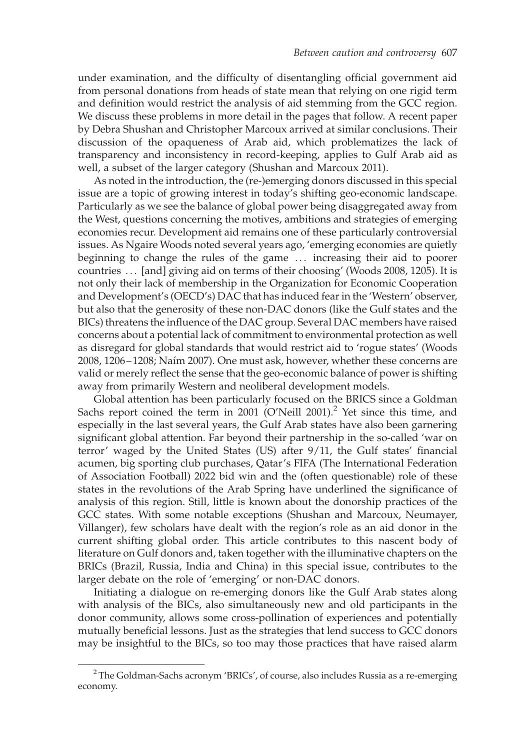under examination, and the difficulty of disentangling official government aid from personal donations from heads of state mean that relying on one rigid term and definition would restrict the analysis of aid stemming from the GCC region. We discuss these problems in more detail in the pages that follow. A recent paper by Debra Shushan and Christopher Marcoux arrived at similar conclusions. Their discussion of the opaqueness of Arab aid, which problematizes the lack of transparency and inconsistency in record-keeping, applies to Gulf Arab aid as well, a subset of the larger category (Shushan and Marcoux 2011).

As noted in the introduction, the (re-)emerging donors discussed in this special issue are a topic of growing interest in today's shifting geo-economic landscape. Particularly as we see the balance of global power being disaggregated away from the West, questions concerning the motives, ambitions and strategies of emerging economies recur. Development aid remains one of these particularly controversial issues. As Ngaire Woods noted several years ago, 'emerging economies are quietly beginning to change the rules of the game ... increasing their aid to poorer countries ... [and] giving aid on terms of their choosing' (Woods 2008, 1205). It is not only their lack of membership in the Organization for Economic Cooperation and Development's (OECD's) DAC that has induced fear in the 'Western' observer, but also that the generosity of these non-DAC donors (like the Gulf states and the BICs) threatens the influence of the DAC group. Several DAC members have raised concerns about a potential lack of commitment to environmental protection as well as disregard for global standards that would restrict aid to 'rogue states' (Woods 2008, 1206–1208; Naím 2007). One must ask, however, whether these concerns are valid or merely reflect the sense that the geo-economic balance of power is shifting away from primarily Western and neoliberal development models.

Global attention has been particularly focused on the BRICS since a Goldman Sachs report coined the term in 2001 (O'Neill 2001).[2] Yet since this time, and especially in the last several years, the Gulf Arab states have also been garnering significant global attention. Far beyond their partnership in the so-called 'war on terror' waged by the United States (US) after 9/11, the Gulf states' financial acumen, big sporting club purchases, Qatar's FIFA (The International Federation of Association Football) 2022 bid win and the (often questionable) role of these states in the revolutions of the Arab Spring have underlined the significance of analysis of this region. Still, little is known about the donorship practices of the GCC states. With some notable exceptions (Shushan and Marcoux, Neumayer, Villanger), few scholars have dealt with the region's role as an aid donor in the current shifting global order. This article contributes to this nascent body of literature on Gulf donors and, taken together with the illuminative chapters on the BRICs (Brazil, Russia, India and China) in this special issue, contributes to the larger debate on the role of 'emerging' or non-DAC donors.

Initiating a dialogue on re-emerging donors like the Gulf Arab states along with analysis of the BICs, also simultaneously new and old participants in the donor community, allows some cross-pollination of experiences and potentially mutually beneficial lessons. Just as the strategies that lend success to GCC donors may be insightful to the BICs, so too may those practices that have raised alarm

[2] The Goldman-Sachs acronym 'BRICs', of course, also includes Russia as a re-emerging economy.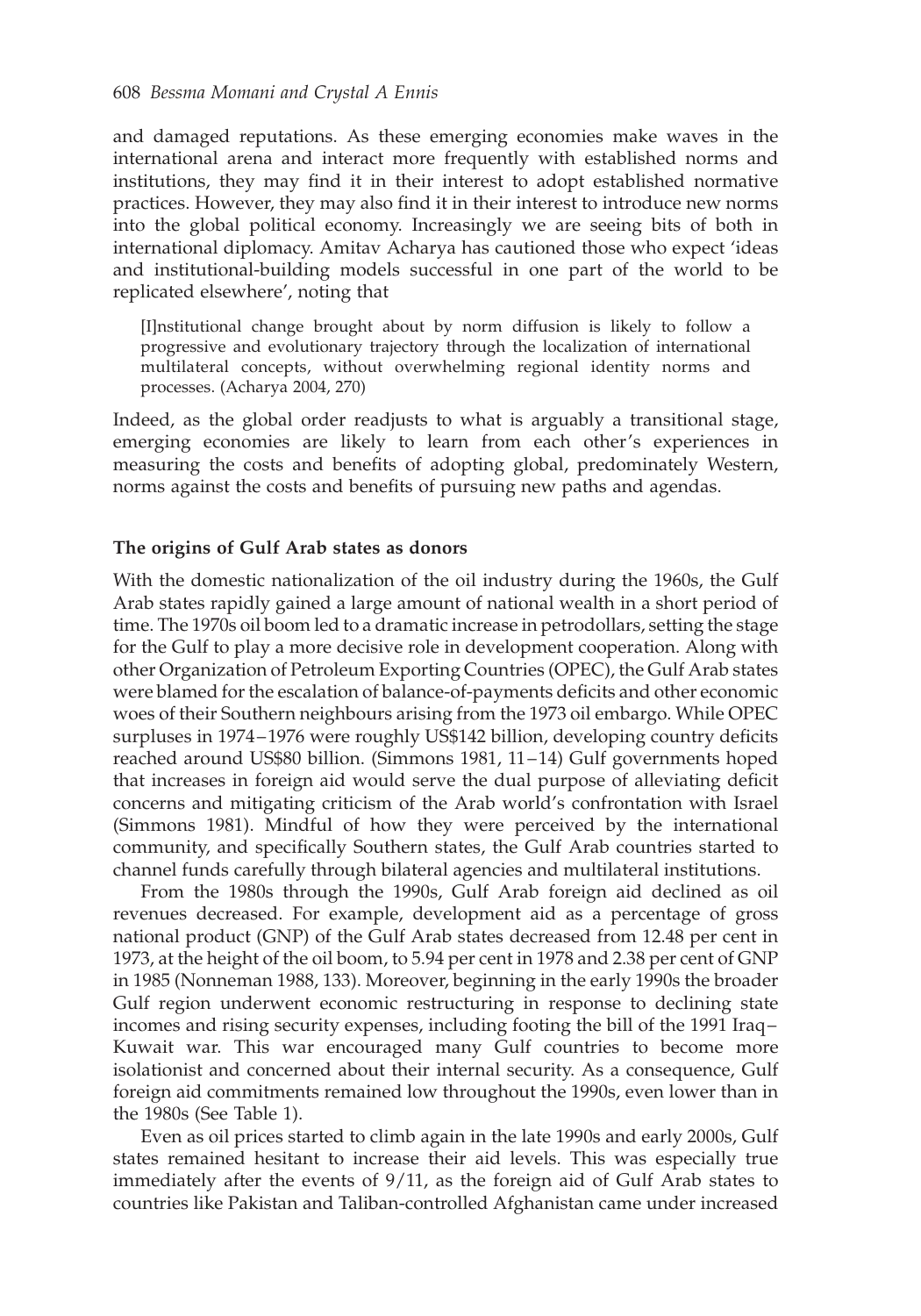and damaged reputations. As these emerging economies make waves in the international arena and interact more frequently with established norms and institutions, they may find it in their interest to adopt established normative practices. However, they may also find it in their interest to introduce new norms into the global political economy. Increasingly we are seeing bits of both in international diplomacy. Amitav Acharya has cautioned those who expect 'ideas and institutional-building models successful in one part of the world to be replicated elsewhere', noting that

> [I]nstitutional change brought about by norm diffusion is likely to follow a progressive and evolutionary trajectory through the localization of international multilateral concepts, without overwhelming regional identity norms and processes. (Acharya 2004, 270)

Indeed, as the global order readjusts to what is arguably a transitional stage, emerging economies are likely to learn from each other's experiences in measuring the costs and benefits of adopting global, predominately Western, norms against the costs and benefits of pursuing new paths and agendas.

**The origins of Gulf Arab states as donors**

With the domestic nationalization of the oil industry during the 1960s, the Gulf Arab states rapidly gained a large amount of national wealth in a short period of time. The 1970s oil boom led to a dramatic increase in petrodollars, setting the stage for the Gulf to play a more decisive role in development cooperation. Along with other Organization of Petroleum Exporting Countries (OPEC), the Gulf Arab states were blamed for the escalation of balance-of-payments deficits and other economic woes of their Southern neighbours arising from the 1973 oil embargo. While OPEC surpluses in 1974–1976 were roughly US$142 billion, developing country deficits reached around US$80 billion. (Simmons 1981, 11–14) Gulf governments hoped that increases in foreign aid would serve the dual purpose of alleviating deficit concerns and mitigating criticism of the Arab world's confrontation with Israel (Simmons 1981). Mindful of how they were perceived by the international community, and specifically Southern states, the Gulf Arab countries started to channel funds carefully through bilateral agencies and multilateral institutions.

From the 1980s through the 1990s, Gulf Arab foreign aid declined as oil revenues decreased. For example, development aid as a percentage of gross national product (GNP) of the Gulf Arab states decreased from 12.48 per cent in 1973, at the height of the oil boom, to 5.94 per cent in 1978 and 2.38 per cent of GNP in 1985 (Nonneman 1988, 133). Moreover, beginning in the early 1990s the broader Gulf region underwent economic restructuring in response to declining state incomes and rising security expenses, including footing the bill of the 1991 Iraq–Kuwait war. This war encouraged many Gulf countries to become more isolationist and concerned about their internal security. As a consequence, Gulf foreign aid commitments remained low throughout the 1990s, even lower than in the 1980s (See Table 1).

Even as oil prices started to climb again in the late 1990s and early 2000s, Gulf states remained hesitant to increase their aid levels. This was especially true immediately after the events of 9/11, as the foreign aid of Gulf Arab states to countries like Pakistan and Taliban-controlled Afghanistan came under increased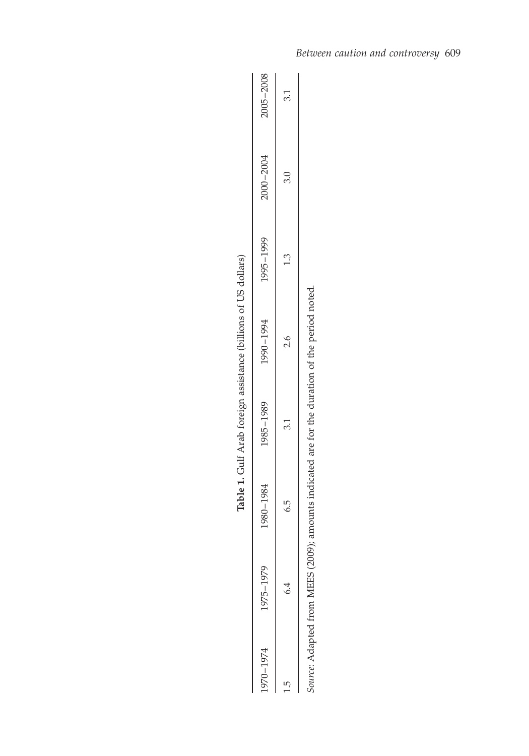**Table 1.** Gulf Arab foreign assistance (billions of US dollars)

| 1970–1974 | 1975–1979 | 1980–1984 | 1985–1989 | 1990–1994 | 1995–1999 | 2000–2004 | 2005–2008 |
|---|---|---|---|---|---|---|---|
| 1.5 | 6.4 | 6.5 | 3.1 | 2.6 | 1.3 | 3.0 | 3.1 |

*Source*: Adapted from MEES (2009); amounts indicated are for the duration of the period noted.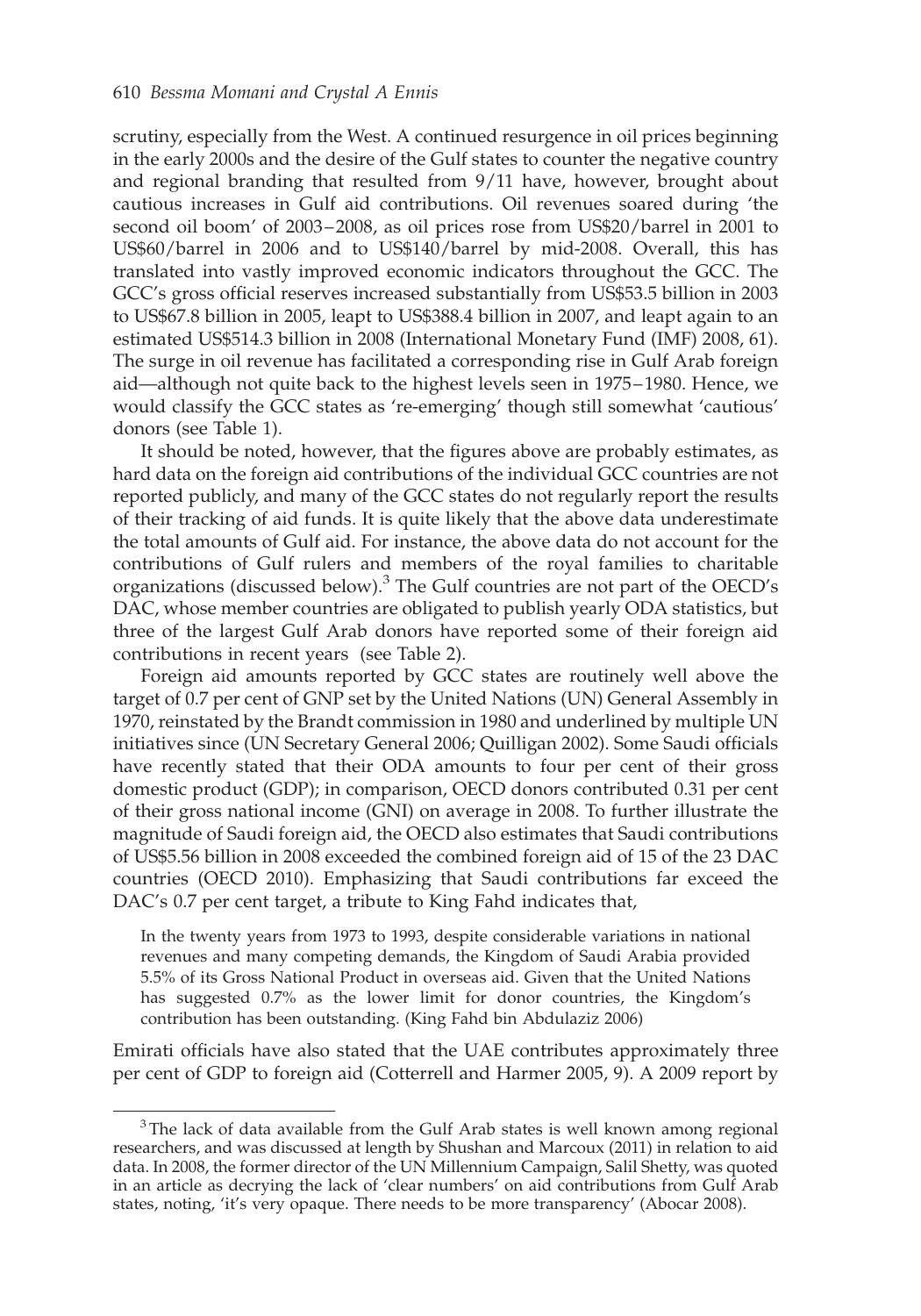scrutiny, especially from the West. A continued resurgence in oil prices beginning in the early 2000s and the desire of the Gulf states to counter the negative country and regional branding that resulted from 9/11 have, however, brought about cautious increases in Gulf aid contributions. Oil revenues soared during 'the second oil boom' of 2003–2008, as oil prices rose from US$20/barrel in 2001 to US$60/barrel in 2006 and to US$140/barrel by mid-2008. Overall, this has translated into vastly improved economic indicators throughout the GCC. The GCC's gross official reserves increased substantially from US$53.5 billion in 2003 to US$67.8 billion in 2005, leapt to US$388.4 billion in 2007, and leapt again to an estimated US$514.3 billion in 2008 (International Monetary Fund (IMF) 2008, 61). The surge in oil revenue has facilitated a corresponding rise in Gulf Arab foreign aid—although not quite back to the highest levels seen in 1975–1980. Hence, we would classify the GCC states as 're-emerging' though still somewhat 'cautious' donors (see Table 1).

It should be noted, however, that the figures above are probably estimates, as hard data on the foreign aid contributions of the individual GCC countries are not reported publicly, and many of the GCC states do not regularly report the results of their tracking of aid funds. It is quite likely that the above data underestimate the total amounts of Gulf aid. For instance, the above data do not account for the contributions of Gulf rulers and members of the royal families to charitable organizations (discussed below).[3] The Gulf countries are not part of the OECD's DAC, whose member countries are obligated to publish yearly ODA statistics, but three of the largest Gulf Arab donors have reported some of their foreign aid contributions in recent years (see Table 2).

Foreign aid amounts reported by GCC states are routinely well above the target of 0.7 per cent of GNP set by the United Nations (UN) General Assembly in 1970, reinstated by the Brandt commission in 1980 and underlined by multiple UN initiatives since (UN Secretary General 2006; Quilligan 2002). Some Saudi officials have recently stated that their ODA amounts to four per cent of their gross domestic product (GDP); in comparison, OECD donors contributed 0.31 per cent of their gross national income (GNI) on average in 2008. To further illustrate the magnitude of Saudi foreign aid, the OECD also estimates that Saudi contributions of US$5.56 billion in 2008 exceeded the combined foreign aid of 15 of the 23 DAC countries (OECD 2010). Emphasizing that Saudi contributions far exceed the DAC's 0.7 per cent target, a tribute to King Fahd indicates that,

> In the twenty years from 1973 to 1993, despite considerable variations in national revenues and many competing demands, the Kingdom of Saudi Arabia provided 5.5% of its Gross National Product in overseas aid. Given that the United Nations has suggested 0.7% as the lower limit for donor countries, the Kingdom's contribution has been outstanding. (King Fahd bin Abdulaziz 2006)

Emirati officials have also stated that the UAE contributes approximately three per cent of GDP to foreign aid (Cotterrell and Harmer 2005, 9). A 2009 report by

[3] The lack of data available from the Gulf Arab states is well known among regional researchers, and was discussed at length by Shushan and Marcoux (2011) in relation to aid data. In 2008, the former director of the UN Millennium Campaign, Salil Shetty, was quoted in an article as decrying the lack of 'clear numbers' on aid contributions from Gulf Arab states, noting, 'it's very opaque. There needs to be more transparency' (Abocar 2008).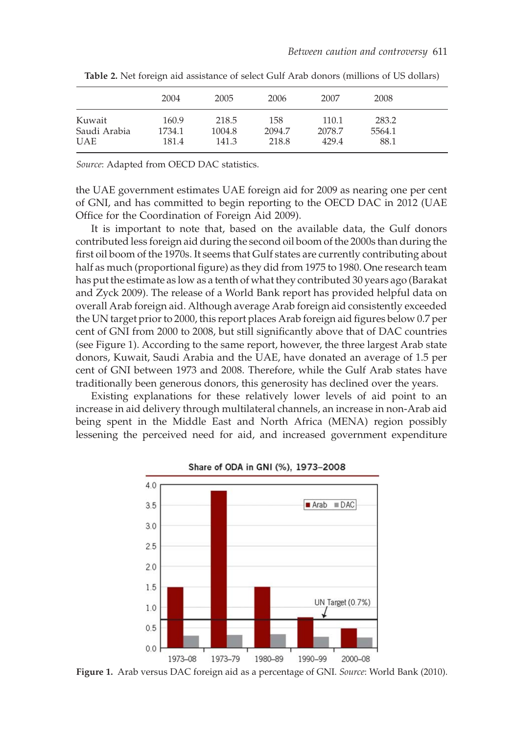**Table 2.** Net foreign aid assistance of select Gulf Arab donors (millions of US dollars)

| | 2004 | 2005 | 2006 | 2007 | 2008 |
|---|---|---|---|---|---|
| Kuwait | 160.9 | 218.5 | 158 | 110.1 | 283.2 |
| Saudi Arabia | 1734.1 | 1004.8 | 2094.7 | 2078.7 | 5564.1 |
| UAE | 181.4 | 141.3 | 218.8 | 429.4 | 88.1 |

*Source*: Adapted from OECD DAC statistics.

the UAE government estimates UAE foreign aid for 2009 as nearing one per cent of GNI, and has committed to begin reporting to the OECD DAC in 2012 (UAE Office for the Coordination of Foreign Aid 2009).

It is important to note that, based on the available data, the Gulf donors contributed less foreign aid during the second oil boom of the 2000s than during the first oil boom of the 1970s. It seems that Gulf states are currently contributing about half as much (proportional figure) as they did from 1975 to 1980. One research team has put the estimate as low as a tenth of what they contributed 30 years ago (Barakat and Zyck 2009). The release of a World Bank report has provided helpful data on overall Arab foreign aid. Although average Arab foreign aid consistently exceeded the UN target prior to 2000, this report places Arab foreign aid figures below 0.7 per cent of GNI from 2000 to 2008, but still significantly above that of DAC countries (see Figure 1). According to the same report, however, the three largest Arab state donors, Kuwait, Saudi Arabia and the UAE, have donated an average of 1.5 per cent of GNI between 1973 and 2008. Therefore, while the Gulf Arab states have traditionally been generous donors, this generosity has declined over the years.

Existing explanations for these relatively lower levels of aid point to an increase in aid delivery through multilateral channels, an increase in non-Arab aid being spent in the Middle East and North Africa (MENA) region possibly lessening the perceived need for aid, and increased government expenditure

**Figure 1.** Arab versus DAC foreign aid as a percentage of GNI. *Source*: World Bank (2010).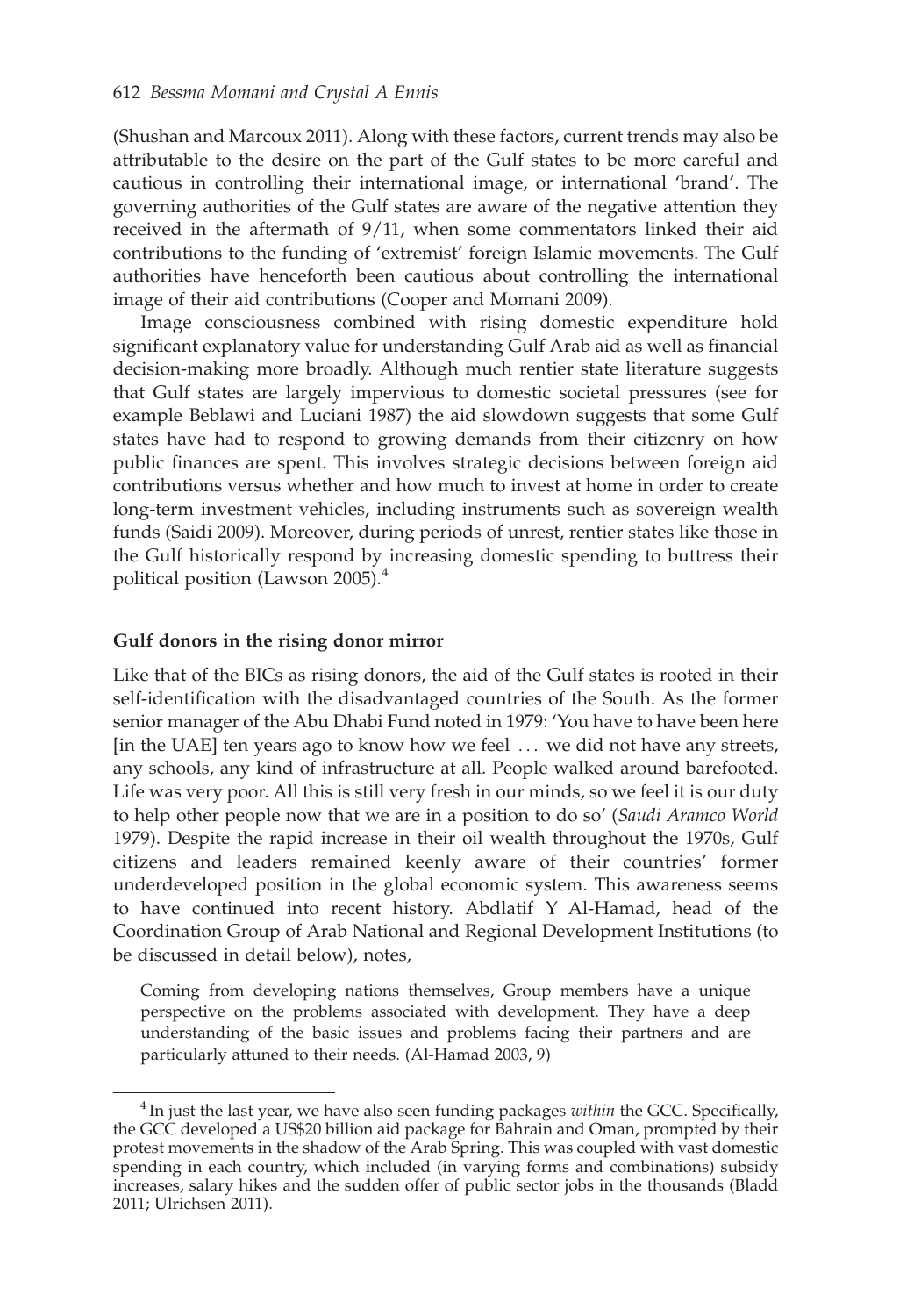(Shushan and Marcoux 2011). Along with these factors, current trends may also be attributable to the desire on the part of the Gulf states to be more careful and cautious in controlling their international image, or international 'brand'. The governing authorities of the Gulf states are aware of the negative attention they received in the aftermath of 9/11, when some commentators linked their aid contributions to the funding of 'extremist' foreign Islamic movements. The Gulf authorities have henceforth been cautious about controlling the international image of their aid contributions (Cooper and Momani 2009).

Image consciousness combined with rising domestic expenditure hold significant explanatory value for understanding Gulf Arab aid as well as financial decision-making more broadly. Although much rentier state literature suggests that Gulf states are largely impervious to domestic societal pressures (see for example Beblawi and Luciani 1987) the aid slowdown suggests that some Gulf states have had to respond to growing demands from their citizenry on how public finances are spent. This involves strategic decisions between foreign aid contributions versus whether and how much to invest at home in order to create long-term investment vehicles, including instruments such as sovereign wealth funds (Saidi 2009). Moreover, during periods of unrest, rentier states like those in the Gulf historically respond by increasing domestic spending to buttress their political position (Lawson 2005).[4]

### Gulf donors in the rising donor mirror

Like that of the BICs as rising donors, the aid of the Gulf states is rooted in their self-identification with the disadvantaged countries of the South. As the former senior manager of the Abu Dhabi Fund noted in 1979: 'You have to have been here [in the UAE] ten years ago to know how we feel ... we did not have any streets, any schools, any kind of infrastructure at all. People walked around barefooted. Life was very poor. All this is still very fresh in our minds, so we feel it is our duty to help other people now that we are in a position to do so' (*Saudi Aramco World* 1979). Despite the rapid increase in their oil wealth throughout the 1970s, Gulf citizens and leaders remained keenly aware of their countries' former underdeveloped position in the global economic system. This awareness seems to have continued into recent history. Abdlatif Y Al-Hamad, head of the Coordination Group of Arab National and Regional Development Institutions (to be discussed in detail below), notes,

> Coming from developing nations themselves, Group members have a unique perspective on the problems associated with development. They have a deep understanding of the basic issues and problems facing their partners and are particularly attuned to their needs. (Al-Hamad 2003, 9)

[4] In just the last year, we have also seen funding packages *within* the GCC. Specifically, the GCC developed a US$20 billion aid package for Bahrain and Oman, prompted by their protest movements in the shadow of the Arab Spring. This was coupled with vast domestic spending in each country, which included (in varying forms and combinations) subsidy increases, salary hikes and the sudden offer of public sector jobs in the thousands (Bladd 2011; Ulrichsen 2011).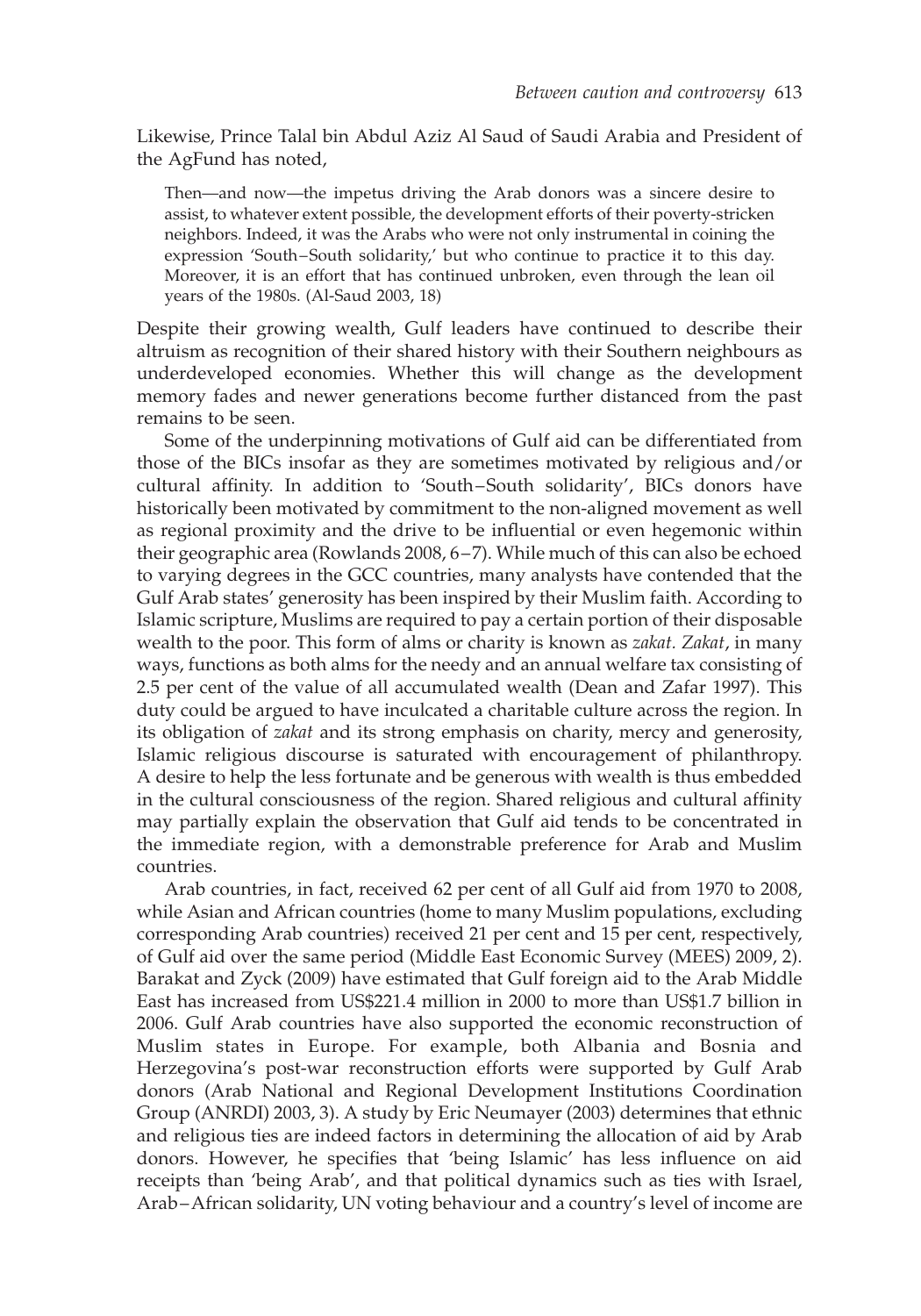Likewise, Prince Talal bin Abdul Aziz Al Saud of Saudi Arabia and President of the AgFund has noted,

> Then—and now—the impetus driving the Arab donors was a sincere desire to assist, to whatever extent possible, the development efforts of their poverty-stricken neighbors. Indeed, it was the Arabs who were not only instrumental in coining the expression 'South–South solidarity,' but who continue to practice it to this day. Moreover, it is an effort that has continued unbroken, even through the lean oil years of the 1980s. (Al-Saud 2003, 18)

Despite their growing wealth, Gulf leaders have continued to describe their altruism as recognition of their shared history with their Southern neighbours as underdeveloped economies. Whether this will change as the development memory fades and newer generations become further distanced from the past remains to be seen.

Some of the underpinning motivations of Gulf aid can be differentiated from those of the BICs insofar as they are sometimes motivated by religious and/or cultural affinity. In addition to 'South–South solidarity', BICs donors have historically been motivated by commitment to the non-aligned movement as well as regional proximity and the drive to be influential or even hegemonic within their geographic area (Rowlands 2008, 6–7). While much of this can also be echoed to varying degrees in the GCC countries, many analysts have contended that the Gulf Arab states' generosity has been inspired by their Muslim faith. According to Islamic scripture, Muslims are required to pay a certain portion of their disposable wealth to the poor. This form of alms or charity is known as *zakat*. *Zakat*, in many ways, functions as both alms for the needy and an annual welfare tax consisting of 2.5 per cent of the value of all accumulated wealth (Dean and Zafar 1997). This duty could be argued to have inculcated a charitable culture across the region. In its obligation of *zakat* and its strong emphasis on charity, mercy and generosity, Islamic religious discourse is saturated with encouragement of philanthropy. A desire to help the less fortunate and be generous with wealth is thus embedded in the cultural consciousness of the region. Shared religious and cultural affinity may partially explain the observation that Gulf aid tends to be concentrated in the immediate region, with a demonstrable preference for Arab and Muslim countries.

Arab countries, in fact, received 62 per cent of all Gulf aid from 1970 to 2008, while Asian and African countries (home to many Muslim populations, excluding corresponding Arab countries) received 21 per cent and 15 per cent, respectively, of Gulf aid over the same period (Middle East Economic Survey (MEES) 2009, 2). Barakat and Zyck (2009) have estimated that Gulf foreign aid to the Arab Middle East has increased from US$221.4 million in 2000 to more than US$1.7 billion in 2006. Gulf Arab countries have also supported the economic reconstruction of Muslim states in Europe. For example, both Albania and Bosnia and Herzegovina's post-war reconstruction efforts were supported by Gulf Arab donors (Arab National and Regional Development Institutions Coordination Group (ANRDI) 2003, 3). A study by Eric Neumayer (2003) determines that ethnic and religious ties are indeed factors in determining the allocation of aid by Arab donors. However, he specifies that 'being Islamic' has less influence on aid receipts than 'being Arab', and that political dynamics such as ties with Israel, Arab–African solidarity, UN voting behaviour and a country's level of income are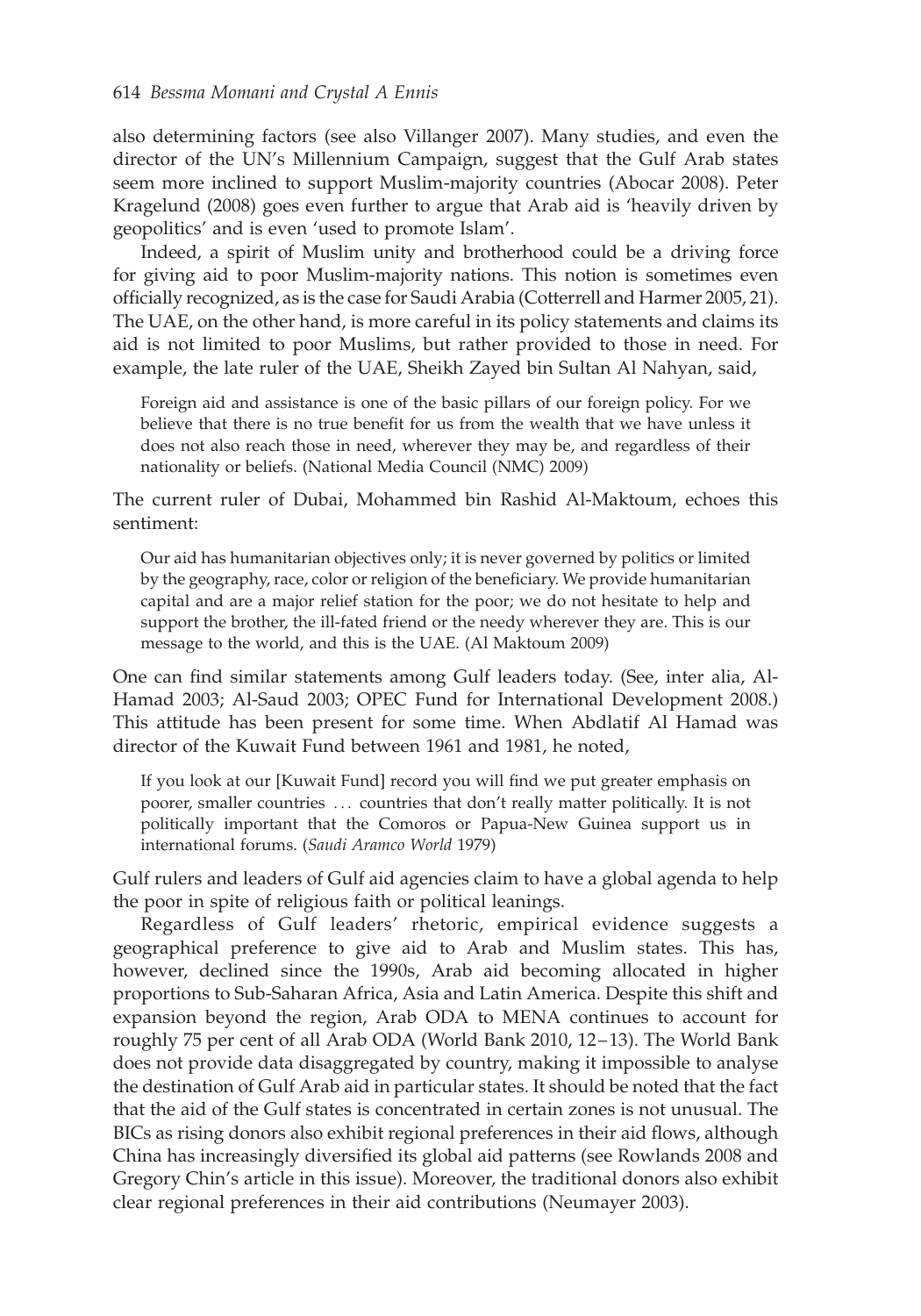also determining factors (see also Villanger 2007). Many studies, and even the director of the UN's Millennium Campaign, suggest that the Gulf Arab states seem more inclined to support Muslim-majority countries (Abocar 2008). Peter Kragelund (2008) goes even further to argue that Arab aid is 'heavily driven by geopolitics' and is even 'used to promote Islam'.

Indeed, a spirit of Muslim unity and brotherhood could be a driving force for giving aid to poor Muslim-majority nations. This notion is sometimes even officially recognized, as is the case for Saudi Arabia (Cotterrell and Harmer 2005, 21). The UAE, on the other hand, is more careful in its policy statements and claims its aid is not limited to poor Muslims, but rather provided to those in need. For example, the late ruler of the UAE, Sheikh Zayed bin Sultan Al Nahyan, said,

> Foreign aid and assistance is one of the basic pillars of our foreign policy. For we believe that there is no true benefit for us from the wealth that we have unless it does not also reach those in need, wherever they may be, and regardless of their nationality or beliefs. (National Media Council (NMC) 2009)

The current ruler of Dubai, Mohammed bin Rashid Al-Maktoum, echoes this sentiment:

> Our aid has humanitarian objectives only; it is never governed by politics or limited by the geography, race, color or religion of the beneficiary. We provide humanitarian capital and are a major relief station for the poor; we do not hesitate to help and support the brother, the ill-fated friend or the needy wherever they are. This is our message to the world, and this is the UAE. (Al Maktoum 2009)

One can find similar statements among Gulf leaders today. (See, inter alia, Al-Hamad 2003; Al-Saud 2003; OPEC Fund for International Development 2008.) This attitude has been present for some time. When Abdlatif Al Hamad was director of the Kuwait Fund between 1961 and 1981, he noted,

> If you look at our [Kuwait Fund] record you will find we put greater emphasis on poorer, smaller countries … countries that don't really matter politically. It is not politically important that the Comoros or Papua-New Guinea support us in international forums. (*Saudi Aramco World* 1979)

Gulf rulers and leaders of Gulf aid agencies claim to have a global agenda to help the poor in spite of religious faith or political leanings.

Regardless of Gulf leaders' rhetoric, empirical evidence suggests a geographical preference to give aid to Arab and Muslim states. This has, however, declined since the 1990s, Arab aid becoming allocated in higher proportions to Sub-Saharan Africa, Asia and Latin America. Despite this shift and expansion beyond the region, Arab ODA to MENA continues to account for roughly 75 per cent of all Arab ODA (World Bank 2010, 12–13). The World Bank does not provide data disaggregated by country, making it impossible to analyse the destination of Gulf Arab aid in particular states. It should be noted that the fact that the aid of the Gulf states is concentrated in certain zones is not unusual. The BICs as rising donors also exhibit regional preferences in their aid flows, although China has increasingly diversified its global aid patterns (see Rowlands 2008 and Gregory Chin's article in this issue). Moreover, the traditional donors also exhibit clear regional preferences in their aid contributions (Neumayer 2003).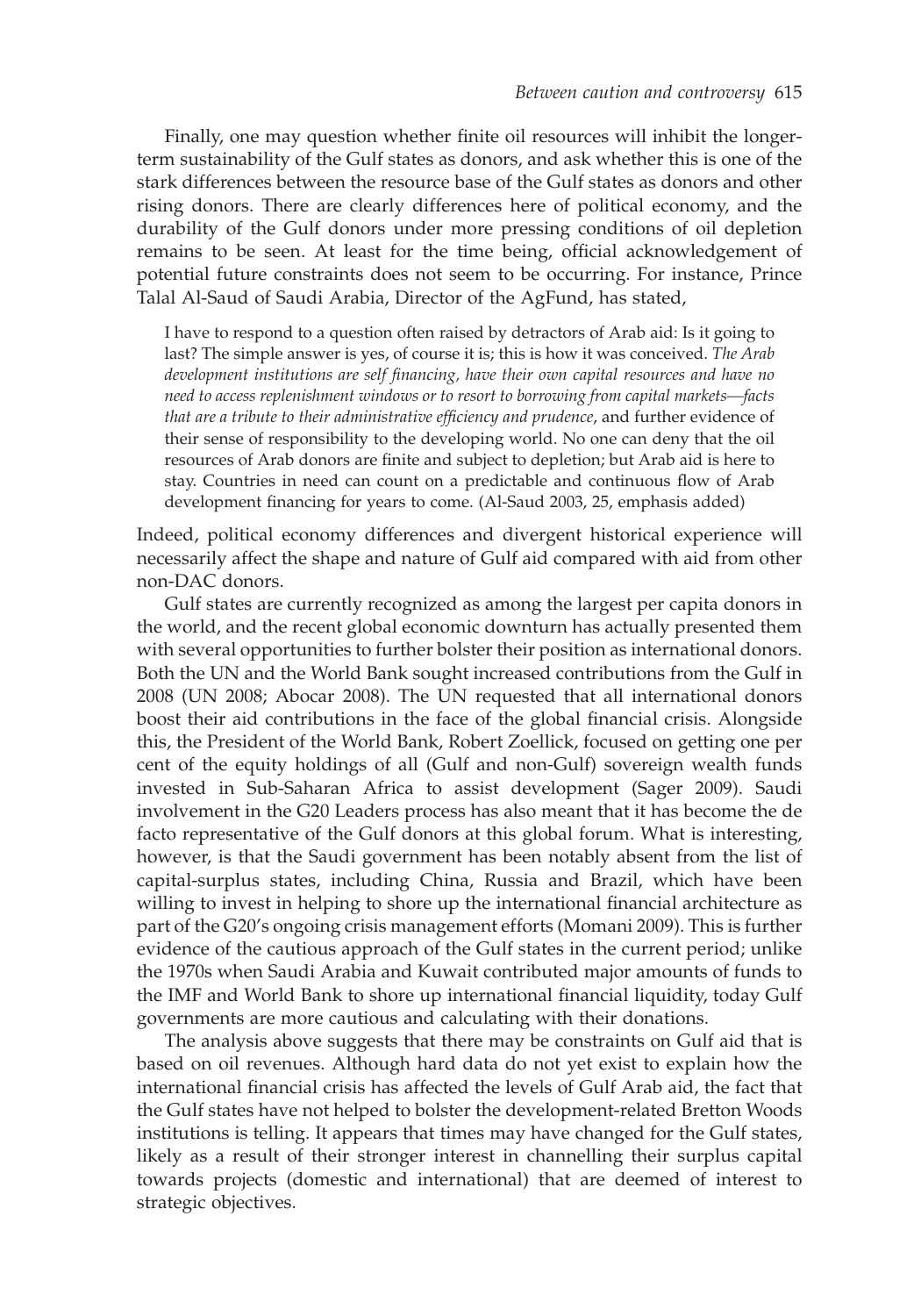Finally, one may question whether finite oil resources will inhibit the longer-term sustainability of the Gulf states as donors, and ask whether this is one of the stark differences between the resource base of the Gulf states as donors and other rising donors. There are clearly differences here of political economy, and the durability of the Gulf donors under more pressing conditions of oil depletion remains to be seen. At least for the time being, official acknowledgement of potential future constraints does not seem to be occurring. For instance, Prince Talal Al-Saud of Saudi Arabia, Director of the AgFund, has stated,

> I have to respond to a question often raised by detractors of Arab aid: Is it going to last? The simple answer is yes, of course it is; this is how it was conceived. *The Arab development institutions are self financing, have their own capital resources and have no need to access replenishment windows or to resort to borrowing from capital markets—facts that are a tribute to their administrative efficiency and prudence*, and further evidence of their sense of responsibility to the developing world. No one can deny that the oil resources of Arab donors are finite and subject to depletion; but Arab aid is here to stay. Countries in need can count on a predictable and continuous flow of Arab development financing for years to come. (Al-Saud 2003, 25, emphasis added)

Indeed, political economy differences and divergent historical experience will necessarily affect the shape and nature of Gulf aid compared with aid from other non-DAC donors.

Gulf states are currently recognized as among the largest per capita donors in the world, and the recent global economic downturn has actually presented them with several opportunities to further bolster their position as international donors. Both the UN and the World Bank sought increased contributions from the Gulf in 2008 (UN 2008; Abocar 2008). The UN requested that all international donors boost their aid contributions in the face of the global financial crisis. Alongside this, the President of the World Bank, Robert Zoellick, focused on getting one per cent of the equity holdings of all (Gulf and non-Gulf) sovereign wealth funds invested in Sub-Saharan Africa to assist development (Sager 2009). Saudi involvement in the G20 Leaders process has also meant that it has become the de facto representative of the Gulf donors at this global forum. What is interesting, however, is that the Saudi government has been notably absent from the list of capital-surplus states, including China, Russia and Brazil, which have been willing to invest in helping to shore up the international financial architecture as part of the G20's ongoing crisis management efforts (Momani 2009). This is further evidence of the cautious approach of the Gulf states in the current period; unlike the 1970s when Saudi Arabia and Kuwait contributed major amounts of funds to the IMF and World Bank to shore up international financial liquidity, today Gulf governments are more cautious and calculating with their donations.

The analysis above suggests that there may be constraints on Gulf aid that is based on oil revenues. Although hard data do not yet exist to explain how the international financial crisis has affected the levels of Gulf Arab aid, the fact that the Gulf states have not helped to bolster the development-related Bretton Woods institutions is telling. It appears that times may have changed for the Gulf states, likely as a result of their stronger interest in channelling their surplus capital towards projects (domestic and international) that are deemed of interest to strategic objectives.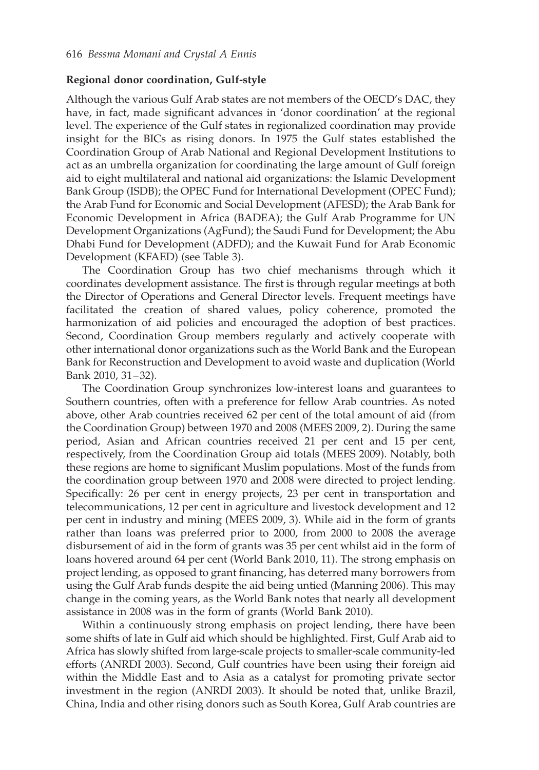**Regional donor coordination, Gulf-style**

Although the various Gulf Arab states are not members of the OECD's DAC, they have, in fact, made significant advances in 'donor coordination' at the regional level. The experience of the Gulf states in regionalized coordination may provide insight for the BICs as rising donors. In 1975 the Gulf states established the Coordination Group of Arab National and Regional Development Institutions to act as an umbrella organization for coordinating the large amount of Gulf foreign aid to eight multilateral and national aid organizations: the Islamic Development Bank Group (ISDB); the OPEC Fund for International Development (OPEC Fund); the Arab Fund for Economic and Social Development (AFESD); the Arab Bank for Economic Development in Africa (BADEA); the Gulf Arab Programme for UN Development Organizations (AgFund); the Saudi Fund for Development; the Abu Dhabi Fund for Development (ADFD); and the Kuwait Fund for Arab Economic Development (KFAED) (see Table 3).

The Coordination Group has two chief mechanisms through which it coordinates development assistance. The first is through regular meetings at both the Director of Operations and General Director levels. Frequent meetings have facilitated the creation of shared values, policy coherence, promoted the harmonization of aid policies and encouraged the adoption of best practices. Second, Coordination Group members regularly and actively cooperate with other international donor organizations such as the World Bank and the European Bank for Reconstruction and Development to avoid waste and duplication (World Bank 2010, 31–32).

The Coordination Group synchronizes low-interest loans and guarantees to Southern countries, often with a preference for fellow Arab countries. As noted above, other Arab countries received 62 per cent of the total amount of aid (from the Coordination Group) between 1970 and 2008 (MEES 2009, 2). During the same period, Asian and African countries received 21 per cent and 15 per cent, respectively, from the Coordination Group aid totals (MEES 2009). Notably, both these regions are home to significant Muslim populations. Most of the funds from the coordination group between 1970 and 2008 were directed to project lending. Specifically: 26 per cent in energy projects, 23 per cent in transportation and telecommunications, 12 per cent in agriculture and livestock development and 12 per cent in industry and mining (MEES 2009, 3). While aid in the form of grants rather than loans was preferred prior to 2000, from 2000 to 2008 the average disbursement of aid in the form of grants was 35 per cent whilst aid in the form of loans hovered around 64 per cent (World Bank 2010, 11). The strong emphasis on project lending, as opposed to grant financing, has deterred many borrowers from using the Gulf Arab funds despite the aid being untied (Manning 2006). This may change in the coming years, as the World Bank notes that nearly all development assistance in 2008 was in the form of grants (World Bank 2010).

Within a continuously strong emphasis on project lending, there have been some shifts of late in Gulf aid which should be highlighted. First, Gulf Arab aid to Africa has slowly shifted from large-scale projects to smaller-scale community-led efforts (ANRDI 2003). Second, Gulf countries have been using their foreign aid within the Middle East and to Asia as a catalyst for promoting private sector investment in the region (ANRDI 2003). It should be noted that, unlike Brazil, China, India and other rising donors such as South Korea, Gulf Arab countries are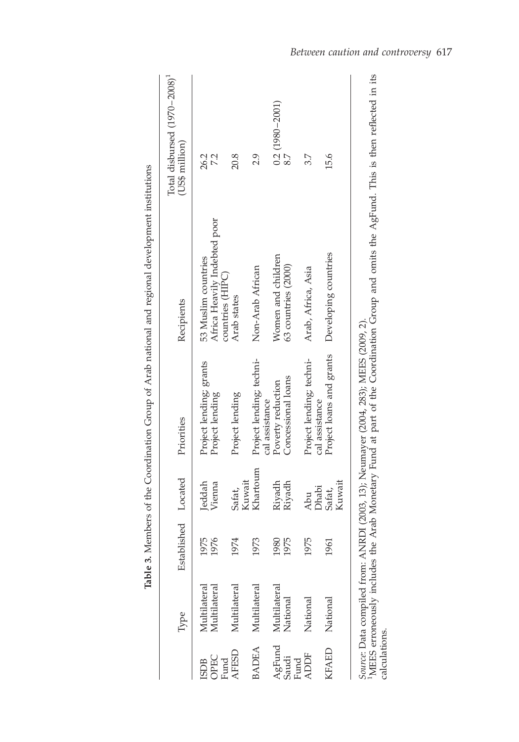**Table 3.** Members of the Coordination Group of Arab national and regional development institutions

| | Type | Established | Located | Priorities | Recipients | Total disbursed (1970–2008)[1] (US$ million) |
|---|---|---|---|---|---|---|
| ISDB | Multilateral | 1975 | Jeddah | Project lending; grants | 53 Muslim countries | 26.2 |
| OPEC Fund | Multilateral | 1976 | Vienna | Project lending | Africa Heavily Indebted poor countries (HIPC) | 7.2 |
| AFESD | Multilateral | 1974 | Safat, Kuwait | Project lending | Arab states | 20.8 |
| BADEA | Multilateral | 1973 | Khartoum | Project lending; technical assistance | Non-Arab African | 2.9 |
| AgFund | Multilateral | 1980 | Riyadh | Poverty reduction | Women and children | 0.2 (1980–2001) |
| Saudi Fund | National | 1975 | Riyadh | Concessional loans | 63 countries (2000) | 8.7 |
| ADDF | National | 1975 | Abu Dhabi | Project lending; technical assistance | Arab, Africa, Asia | 3.7 |
| KFAED | National | 1961 | Safat, Kuwait | Project loans and grants | Developing countries | 15.6 |

*Source*: Data compiled from: ANRDI (2003, 13); Neumayer (2004, 283); MEES (2009, 2).
[1]MEES erroneously includes the Arab Monetary Fund at part of the Coordination Group and omits the AgFund. This is then reflected in its calculations.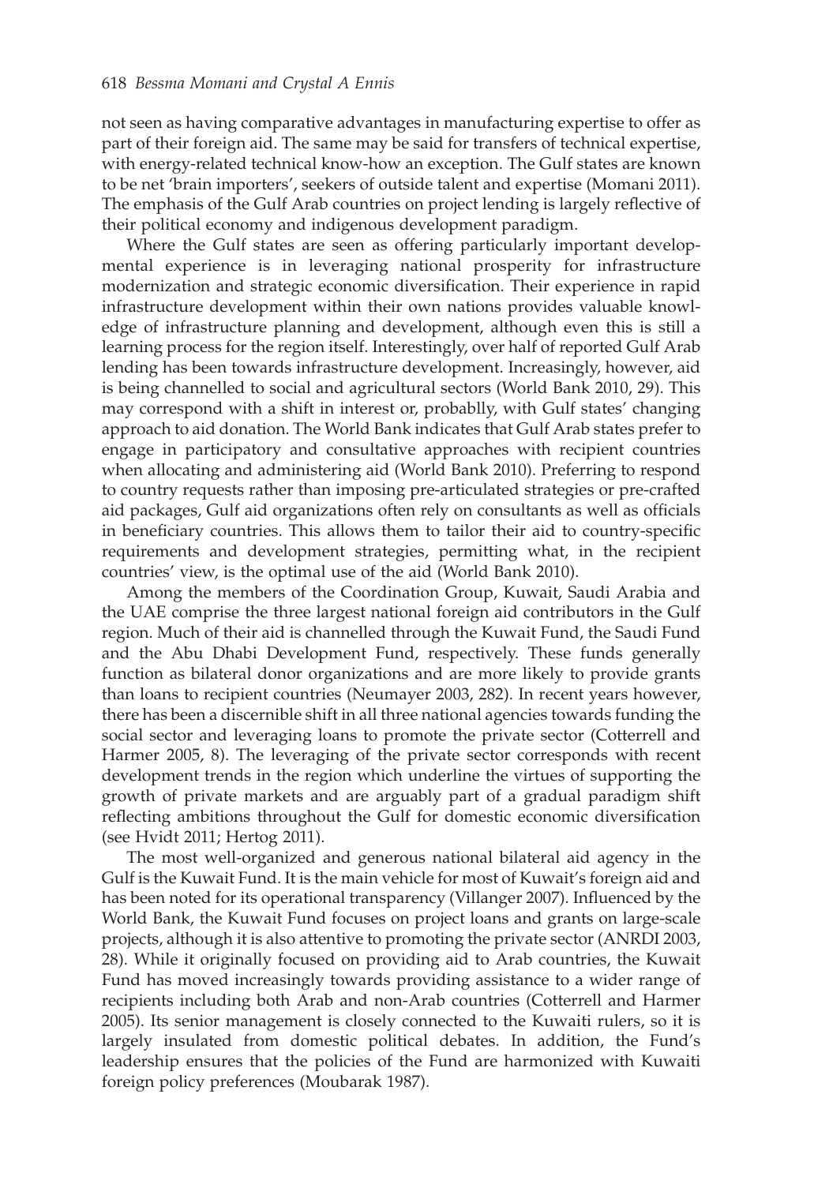not seen as having comparative advantages in manufacturing expertise to offer as part of their foreign aid. The same may be said for transfers of technical expertise, with energy-related technical know-how an exception. The Gulf states are known to be net 'brain importers', seekers of outside talent and expertise (Momani 2011). The emphasis of the Gulf Arab countries on project lending is largely reflective of their political economy and indigenous development paradigm.

Where the Gulf states are seen as offering particularly important developmental experience is in leveraging national prosperity for infrastructure modernization and strategic economic diversification. Their experience in rapid infrastructure development within their own nations provides valuable knowledge of infrastructure planning and development, although even this is still a learning process for the region itself. Interestingly, over half of reported Gulf Arab lending has been towards infrastructure development. Increasingly, however, aid is being channelled to social and agricultural sectors (World Bank 2010, 29). This may correspond with a shift in interest or, probablly, with Gulf states' changing approach to aid donation. The World Bank indicates that Gulf Arab states prefer to engage in participatory and consultative approaches with recipient countries when allocating and administering aid (World Bank 2010). Preferring to respond to country requests rather than imposing pre-articulated strategies or pre-crafted aid packages, Gulf aid organizations often rely on consultants as well as officials in beneficiary countries. This allows them to tailor their aid to country-specific requirements and development strategies, permitting what, in the recipient countries' view, is the optimal use of the aid (World Bank 2010).

Among the members of the Coordination Group, Kuwait, Saudi Arabia and the UAE comprise the three largest national foreign aid contributors in the Gulf region. Much of their aid is channelled through the Kuwait Fund, the Saudi Fund and the Abu Dhabi Development Fund, respectively. These funds generally function as bilateral donor organizations and are more likely to provide grants than loans to recipient countries (Neumayer 2003, 282). In recent years however, there has been a discernible shift in all three national agencies towards funding the social sector and leveraging loans to promote the private sector (Cotterrell and Harmer 2005, 8). The leveraging of the private sector corresponds with recent development trends in the region which underline the virtues of supporting the growth of private markets and are arguably part of a gradual paradigm shift reflecting ambitions throughout the Gulf for domestic economic diversification (see Hvidt 2011; Hertog 2011).

The most well-organized and generous national bilateral aid agency in the Gulf is the Kuwait Fund. It is the main vehicle for most of Kuwait's foreign aid and has been noted for its operational transparency (Villanger 2007). Influenced by the World Bank, the Kuwait Fund focuses on project loans and grants on large-scale projects, although it is also attentive to promoting the private sector (ANRDI 2003, 28). While it originally focused on providing aid to Arab countries, the Kuwait Fund has moved increasingly towards providing assistance to a wider range of recipients including both Arab and non-Arab countries (Cotterrell and Harmer 2005). Its senior management is closely connected to the Kuwaiti rulers, so it is largely insulated from domestic political debates. In addition, the Fund's leadership ensures that the policies of the Fund are harmonized with Kuwaiti foreign policy preferences (Moubarak 1987).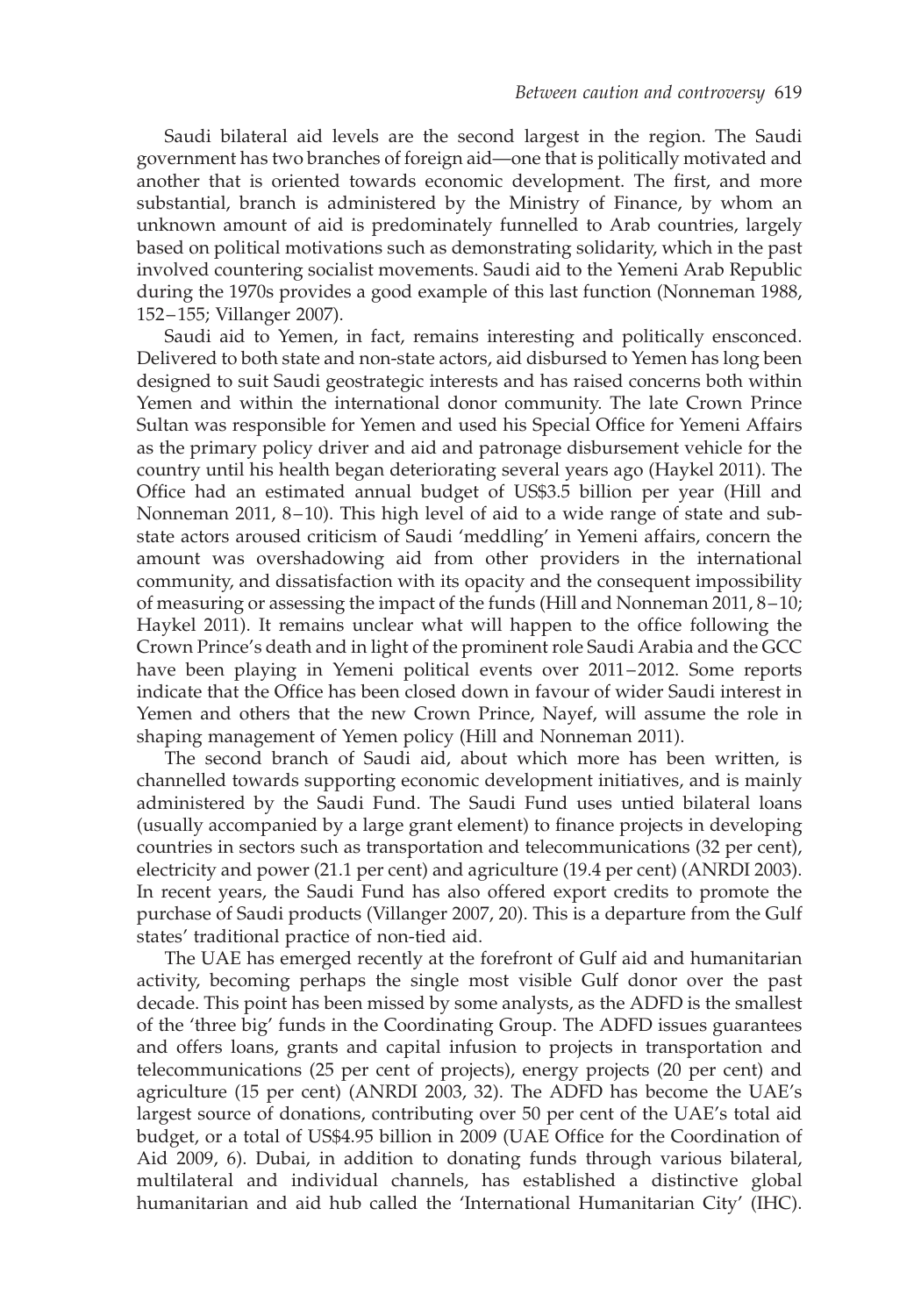Saudi bilateral aid levels are the second largest in the region. The Saudi government has two branches of foreign aid—one that is politically motivated and another that is oriented towards economic development. The first, and more substantial, branch is administered by the Ministry of Finance, by whom an unknown amount of aid is predominately funnelled to Arab countries, largely based on political motivations such as demonstrating solidarity, which in the past involved countering socialist movements. Saudi aid to the Yemeni Arab Republic during the 1970s provides a good example of this last function (Nonneman 1988, 152–155; Villanger 2007).

Saudi aid to Yemen, in fact, remains interesting and politically ensconced. Delivered to both state and non-state actors, aid disbursed to Yemen has long been designed to suit Saudi geostrategic interests and has raised concerns both within Yemen and within the international donor community. The late Crown Prince Sultan was responsible for Yemen and used his Special Office for Yemeni Affairs as the primary policy driver and aid and patronage disbursement vehicle for the country until his health began deteriorating several years ago (Haykel 2011). The Office had an estimated annual budget of US$3.5 billion per year (Hill and Nonneman 2011, 8–10). This high level of aid to a wide range of state and sub-state actors aroused criticism of Saudi 'meddling' in Yemeni affairs, concern the amount was overshadowing aid from other providers in the international community, and dissatisfaction with its opacity and the consequent impossibility of measuring or assessing the impact of the funds (Hill and Nonneman 2011, 8–10; Haykel 2011). It remains unclear what will happen to the office following the Crown Prince's death and in light of the prominent role Saudi Arabia and the GCC have been playing in Yemeni political events over 2011–2012. Some reports indicate that the Office has been closed down in favour of wider Saudi interest in Yemen and others that the new Crown Prince, Nayef, will assume the role in shaping management of Yemen policy (Hill and Nonneman 2011).

The second branch of Saudi aid, about which more has been written, is channelled towards supporting economic development initiatives, and is mainly administered by the Saudi Fund. The Saudi Fund uses untied bilateral loans (usually accompanied by a large grant element) to finance projects in developing countries in sectors such as transportation and telecommunications (32 per cent), electricity and power (21.1 per cent) and agriculture (19.4 per cent) (ANRDI 2003). In recent years, the Saudi Fund has also offered export credits to promote the purchase of Saudi products (Villanger 2007, 20). This is a departure from the Gulf states' traditional practice of non-tied aid.

The UAE has emerged recently at the forefront of Gulf aid and humanitarian activity, becoming perhaps the single most visible Gulf donor over the past decade. This point has been missed by some analysts, as the ADFD is the smallest of the 'three big' funds in the Coordinating Group. The ADFD issues guarantees and offers loans, grants and capital infusion to projects in transportation and telecommunications (25 per cent of projects), energy projects (20 per cent) and agriculture (15 per cent) (ANRDI 2003, 32). The ADFD has become the UAE's largest source of donations, contributing over 50 per cent of the UAE's total aid budget, or a total of US$4.95 billion in 2009 (UAE Office for the Coordination of Aid 2009, 6). Dubai, in addition to donating funds through various bilateral, multilateral and individual channels, has established a distinctive global humanitarian and aid hub called the 'International Humanitarian City' (IHC).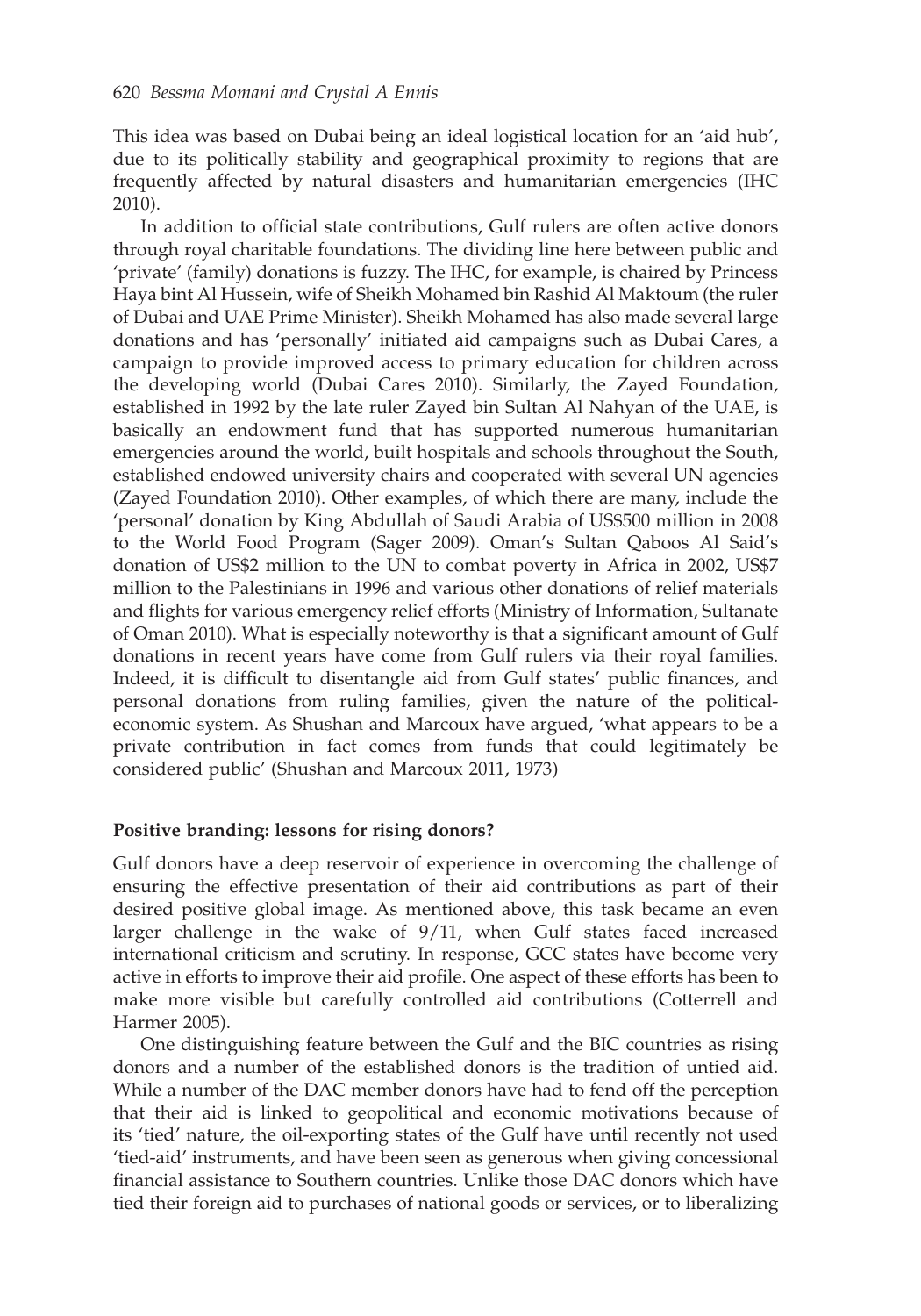This idea was based on Dubai being an ideal logistical location for an 'aid hub', due to its politically stability and geographical proximity to regions that are frequently affected by natural disasters and humanitarian emergencies (IHC 2010).

In addition to official state contributions, Gulf rulers are often active donors through royal charitable foundations. The dividing line here between public and 'private' (family) donations is fuzzy. The IHC, for example, is chaired by Princess Haya bint Al Hussein, wife of Sheikh Mohamed bin Rashid Al Maktoum (the ruler of Dubai and UAE Prime Minister). Sheikh Mohamed has also made several large donations and has 'personally' initiated aid campaigns such as Dubai Cares, a campaign to provide improved access to primary education for children across the developing world (Dubai Cares 2010). Similarly, the Zayed Foundation, established in 1992 by the late ruler Zayed bin Sultan Al Nahyan of the UAE, is basically an endowment fund that has supported numerous humanitarian emergencies around the world, built hospitals and schools throughout the South, established endowed university chairs and cooperated with several UN agencies (Zayed Foundation 2010). Other examples, of which there are many, include the 'personal' donation by King Abdullah of Saudi Arabia of US$500 million in 2008 to the World Food Program (Sager 2009). Oman's Sultan Qaboos Al Said's donation of US$2 million to the UN to combat poverty in Africa in 2002, US$7 million to the Palestinians in 1996 and various other donations of relief materials and flights for various emergency relief efforts (Ministry of Information, Sultanate of Oman 2010). What is especially noteworthy is that a significant amount of Gulf donations in recent years have come from Gulf rulers via their royal families. Indeed, it is difficult to disentangle aid from Gulf states' public finances, and personal donations from ruling families, given the nature of the political-economic system. As Shushan and Marcoux have argued, 'what appears to be a private contribution in fact comes from funds that could legitimately be considered public' (Shushan and Marcoux 2011, 1973)

**Positive branding: lessons for rising donors?**

Gulf donors have a deep reservoir of experience in overcoming the challenge of ensuring the effective presentation of their aid contributions as part of their desired positive global image. As mentioned above, this task became an even larger challenge in the wake of 9/11, when Gulf states faced increased international criticism and scrutiny. In response, GCC states have become very active in efforts to improve their aid profile. One aspect of these efforts has been to make more visible but carefully controlled aid contributions (Cotterrell and Harmer 2005).

One distinguishing feature between the Gulf and the BIC countries as rising donors and a number of the established donors is the tradition of untied aid. While a number of the DAC member donors have had to fend off the perception that their aid is linked to geopolitical and economic motivations because of its 'tied' nature, the oil-exporting states of the Gulf have until recently not used 'tied-aid' instruments, and have been seen as generous when giving concessional financial assistance to Southern countries. Unlike those DAC donors which have tied their foreign aid to purchases of national goods or services, or to liberalizing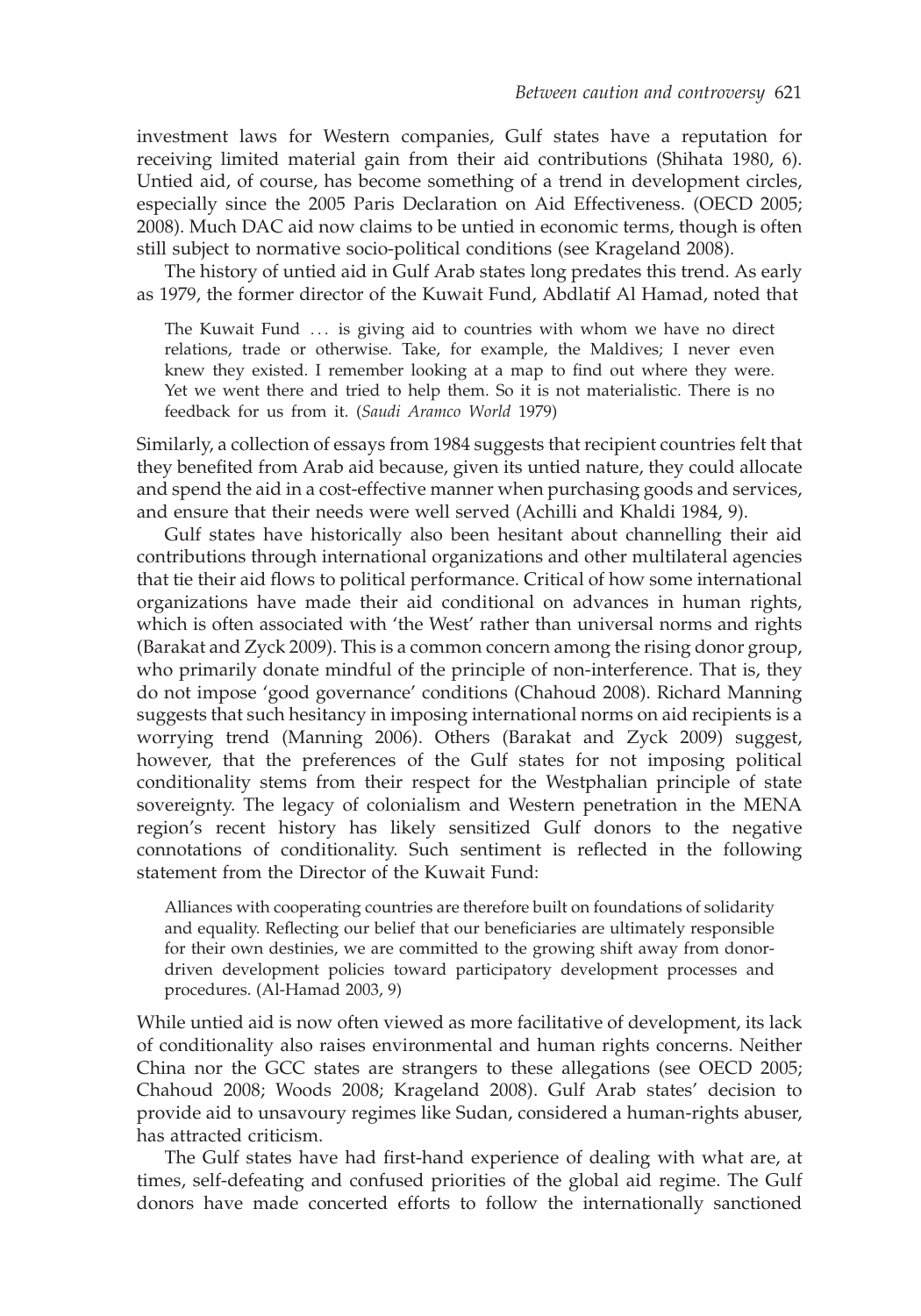investment laws for Western companies, Gulf states have a reputation for receiving limited material gain from their aid contributions (Shihata 1980, 6). Untied aid, of course, has become something of a trend in development circles, especially since the 2005 Paris Declaration on Aid Effectiveness. (OECD 2005; 2008). Much DAC aid now claims to be untied in economic terms, though is often still subject to normative socio-political conditions (see Krageland 2008).

The history of untied aid in Gulf Arab states long predates this trend. As early as 1979, the former director of the Kuwait Fund, Abdlatif Al Hamad, noted that

> The Kuwait Fund … is giving aid to countries with whom we have no direct relations, trade or otherwise. Take, for example, the Maldives; I never even knew they existed. I remember looking at a map to find out where they were. Yet we went there and tried to help them. So it is not materialistic. There is no feedback for us from it. (*Saudi Aramco World* 1979)

Similarly, a collection of essays from 1984 suggests that recipient countries felt that they benefited from Arab aid because, given its untied nature, they could allocate and spend the aid in a cost-effective manner when purchasing goods and services, and ensure that their needs were well served (Achilli and Khaldi 1984, 9).

Gulf states have historically also been hesitant about channelling their aid contributions through international organizations and other multilateral agencies that tie their aid flows to political performance. Critical of how some international organizations have made their aid conditional on advances in human rights, which is often associated with 'the West' rather than universal norms and rights (Barakat and Zyck 2009). This is a common concern among the rising donor group, who primarily donate mindful of the principle of non-interference. That is, they do not impose 'good governance' conditions (Chahoud 2008). Richard Manning suggests that such hesitancy in imposing international norms on aid recipients is a worrying trend (Manning 2006). Others (Barakat and Zyck 2009) suggest, however, that the preferences of the Gulf states for not imposing political conditionality stems from their respect for the Westphalian principle of state sovereignty. The legacy of colonialism and Western penetration in the MENA region's recent history has likely sensitized Gulf donors to the negative connotations of conditionality. Such sentiment is reflected in the following statement from the Director of the Kuwait Fund:

> Alliances with cooperating countries are therefore built on foundations of solidarity and equality. Reflecting our belief that our beneficiaries are ultimately responsible for their own destinies, we are committed to the growing shift away from donor-driven development policies toward participatory development processes and procedures. (Al-Hamad 2003, 9)

While untied aid is now often viewed as more facilitative of development, its lack of conditionality also raises environmental and human rights concerns. Neither China nor the GCC states are strangers to these allegations (see OECD 2005; Chahoud 2008; Woods 2008; Krageland 2008). Gulf Arab states' decision to provide aid to unsavoury regimes like Sudan, considered a human-rights abuser, has attracted criticism.

The Gulf states have had first-hand experience of dealing with what are, at times, self-defeating and confused priorities of the global aid regime. The Gulf donors have made concerted efforts to follow the internationally sanctioned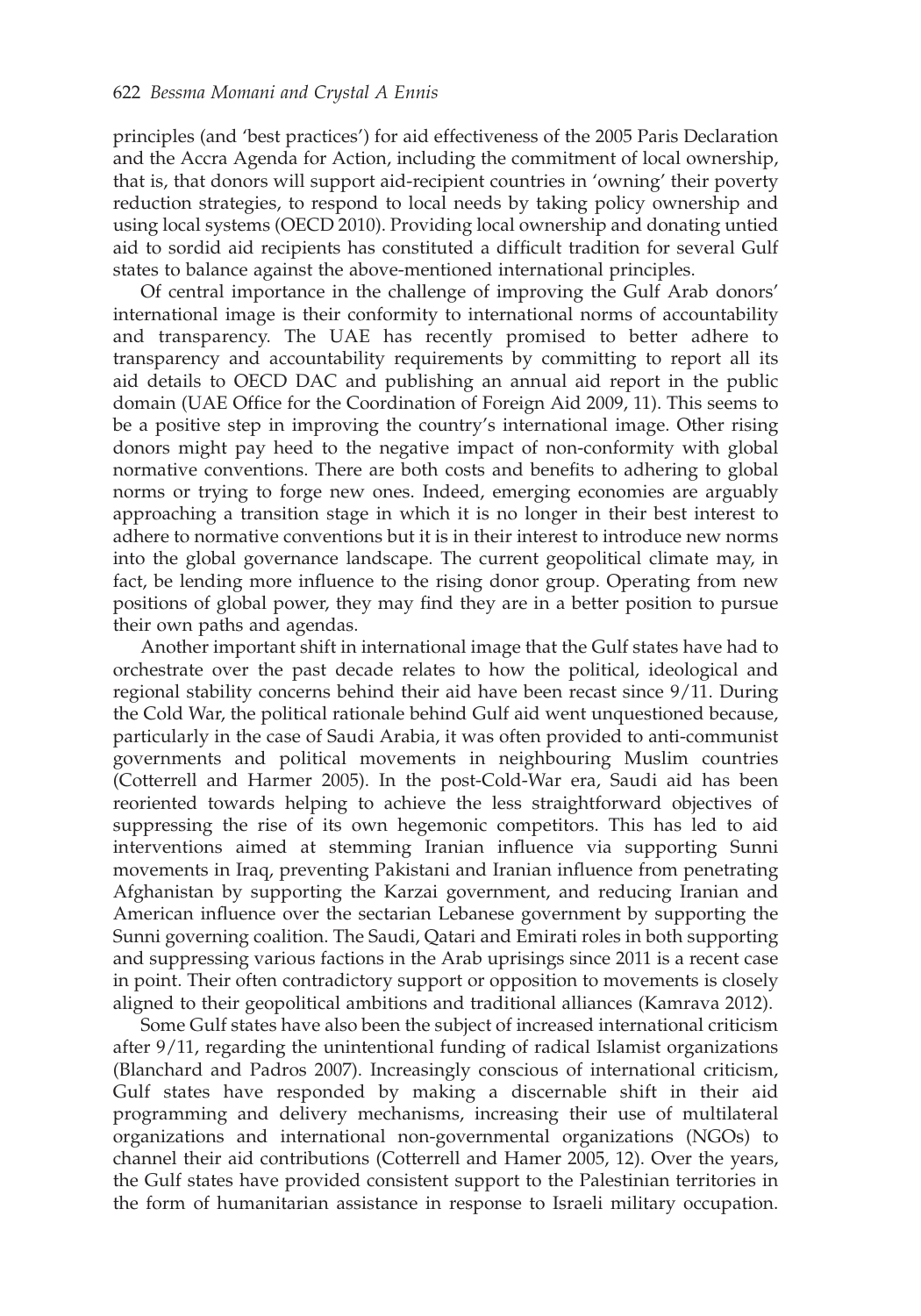principles (and 'best practices') for aid effectiveness of the 2005 Paris Declaration and the Accra Agenda for Action, including the commitment of local ownership, that is, that donors will support aid-recipient countries in 'owning' their poverty reduction strategies, to respond to local needs by taking policy ownership and using local systems (OECD 2010). Providing local ownership and donating untied aid to sordid aid recipients has constituted a difficult tradition for several Gulf states to balance against the above-mentioned international principles.

Of central importance in the challenge of improving the Gulf Arab donors' international image is their conformity to international norms of accountability and transparency. The UAE has recently promised to better adhere to transparency and accountability requirements by committing to report all its aid details to OECD DAC and publishing an annual aid report in the public domain (UAE Office for the Coordination of Foreign Aid 2009, 11). This seems to be a positive step in improving the country's international image. Other rising donors might pay heed to the negative impact of non-conformity with global normative conventions. There are both costs and benefits to adhering to global norms or trying to forge new ones. Indeed, emerging economies are arguably approaching a transition stage in which it is no longer in their best interest to adhere to normative conventions but it is in their interest to introduce new norms into the global governance landscape. The current geopolitical climate may, in fact, be lending more influence to the rising donor group. Operating from new positions of global power, they may find they are in a better position to pursue their own paths and agendas.

Another important shift in international image that the Gulf states have had to orchestrate over the past decade relates to how the political, ideological and regional stability concerns behind their aid have been recast since 9/11. During the Cold War, the political rationale behind Gulf aid went unquestioned because, particularly in the case of Saudi Arabia, it was often provided to anti-communist governments and political movements in neighbouring Muslim countries (Cotterrell and Harmer 2005). In the post-Cold-War era, Saudi aid has been reoriented towards helping to achieve the less straightforward objectives of suppressing the rise of its own hegemonic competitors. This has led to aid interventions aimed at stemming Iranian influence via supporting Sunni movements in Iraq, preventing Pakistani and Iranian influence from penetrating Afghanistan by supporting the Karzai government, and reducing Iranian and American influence over the sectarian Lebanese government by supporting the Sunni governing coalition. The Saudi, Qatari and Emirati roles in both supporting and suppressing various factions in the Arab uprisings since 2011 is a recent case in point. Their often contradictory support or opposition to movements is closely aligned to their geopolitical ambitions and traditional alliances (Kamrava 2012).

Some Gulf states have also been the subject of increased international criticism after 9/11, regarding the unintentional funding of radical Islamist organizations (Blanchard and Padros 2007). Increasingly conscious of international criticism, Gulf states have responded by making a discernable shift in their aid programming and delivery mechanisms, increasing their use of multilateral organizations and international non-governmental organizations (NGOs) to channel their aid contributions (Cotterrell and Hamer 2005, 12). Over the years, the Gulf states have provided consistent support to the Palestinian territories in the form of humanitarian assistance in response to Israeli military occupation.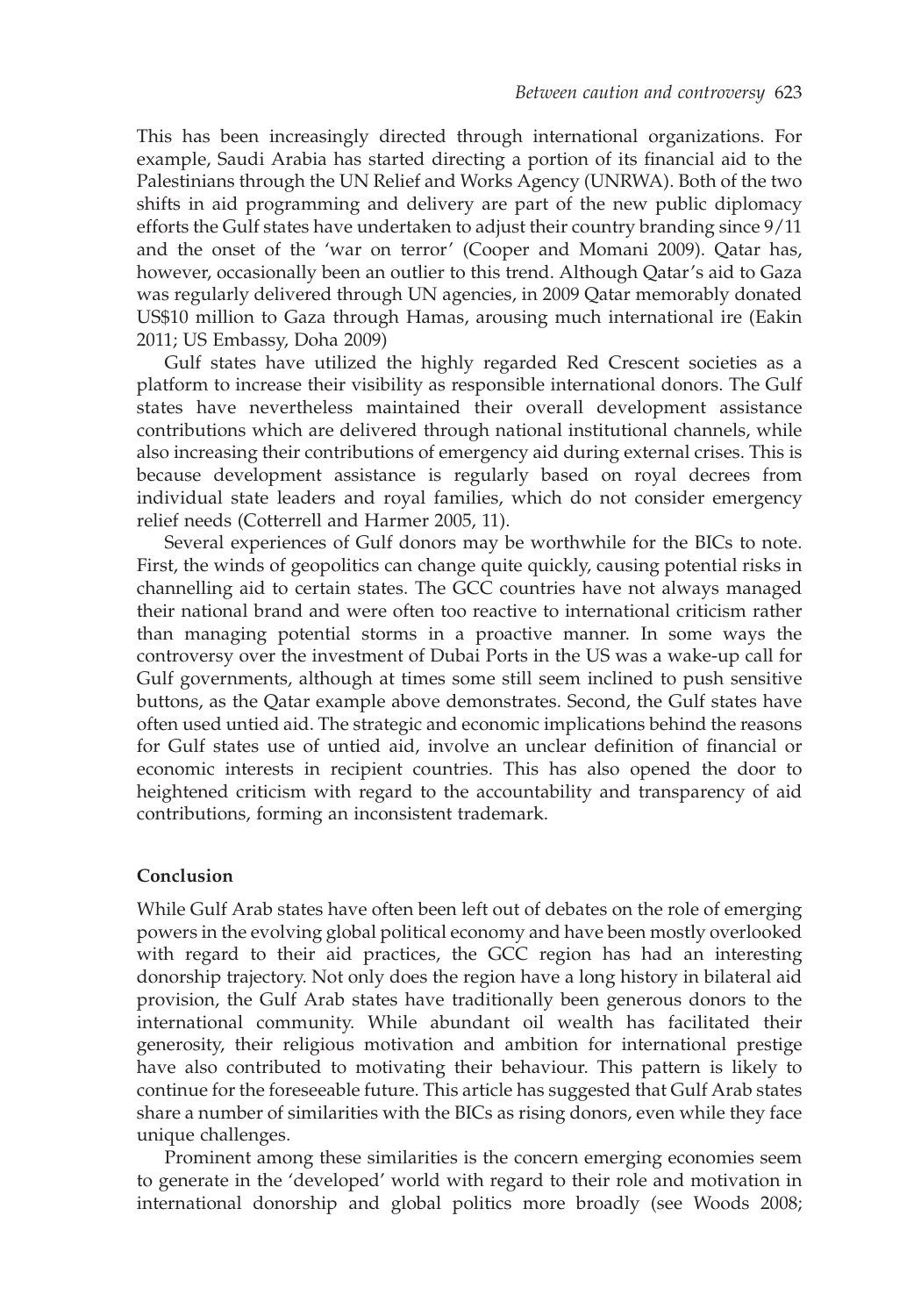This has been increasingly directed through international organizations. For example, Saudi Arabia has started directing a portion of its financial aid to the Palestinians through the UN Relief and Works Agency (UNRWA). Both of the two shifts in aid programming and delivery are part of the new public diplomacy efforts the Gulf states have undertaken to adjust their country branding since 9/11 and the onset of the 'war on terror' (Cooper and Momani 2009). Qatar has, however, occasionally been an outlier to this trend. Although Qatar's aid to Gaza was regularly delivered through UN agencies, in 2009 Qatar memorably donated US$10 million to Gaza through Hamas, arousing much international ire (Eakin 2011; US Embassy, Doha 2009)

Gulf states have utilized the highly regarded Red Crescent societies as a platform to increase their visibility as responsible international donors. The Gulf states have nevertheless maintained their overall development assistance contributions which are delivered through national institutional channels, while also increasing their contributions of emergency aid during external crises. This is because development assistance is regularly based on royal decrees from individual state leaders and royal families, which do not consider emergency relief needs (Cotterrell and Harmer 2005, 11).

Several experiences of Gulf donors may be worthwhile for the BICs to note. First, the winds of geopolitics can change quite quickly, causing potential risks in channelling aid to certain states. The GCC countries have not always managed their national brand and were often too reactive to international criticism rather than managing potential storms in a proactive manner. In some ways the controversy over the investment of Dubai Ports in the US was a wake-up call for Gulf governments, although at times some still seem inclined to push sensitive buttons, as the Qatar example above demonstrates. Second, the Gulf states have often used untied aid. The strategic and economic implications behind the reasons for Gulf states use of untied aid, involve an unclear definition of financial or economic interests in recipient countries. This has also opened the door to heightened criticism with regard to the accountability and transparency of aid contributions, forming an inconsistent trademark.

## Conclusion

While Gulf Arab states have often been left out of debates on the role of emerging powers in the evolving global political economy and have been mostly overlooked with regard to their aid practices, the GCC region has had an interesting donorship trajectory. Not only does the region have a long history in bilateral aid provision, the Gulf Arab states have traditionally been generous donors to the international community. While abundant oil wealth has facilitated their generosity, their religious motivation and ambition for international prestige have also contributed to motivating their behaviour. This pattern is likely to continue for the foreseeable future. This article has suggested that Gulf Arab states share a number of similarities with the BICs as rising donors, even while they face unique challenges.

Prominent among these similarities is the concern emerging economies seem to generate in the 'developed' world with regard to their role and motivation in international donorship and global politics more broadly (see Woods 2008;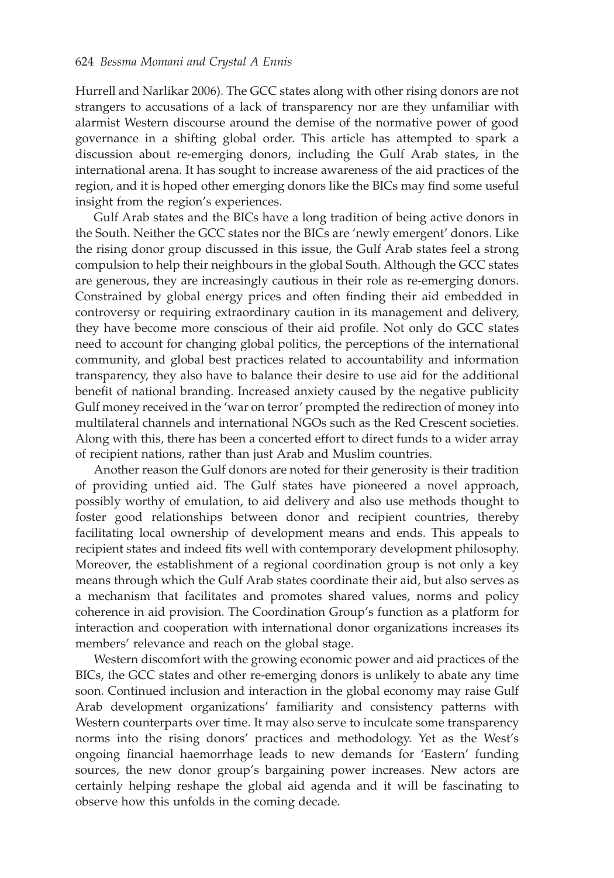Hurrell and Narlikar 2006). The GCC states along with other rising donors are not strangers to accusations of a lack of transparency nor are they unfamiliar with alarmist Western discourse around the demise of the normative power of good governance in a shifting global order. This article has attempted to spark a discussion about re-emerging donors, including the Gulf Arab states, in the international arena. It has sought to increase awareness of the aid practices of the region, and it is hoped other emerging donors like the BICs may find some useful insight from the region's experiences.

Gulf Arab states and the BICs have a long tradition of being active donors in the South. Neither the GCC states nor the BICs are 'newly emergent' donors. Like the rising donor group discussed in this issue, the Gulf Arab states feel a strong compulsion to help their neighbours in the global South. Although the GCC states are generous, they are increasingly cautious in their role as re-emerging donors. Constrained by global energy prices and often finding their aid embedded in controversy or requiring extraordinary caution in its management and delivery, they have become more conscious of their aid profile. Not only do GCC states need to account for changing global politics, the perceptions of the international community, and global best practices related to accountability and information transparency, they also have to balance their desire to use aid for the additional benefit of national branding. Increased anxiety caused by the negative publicity Gulf money received in the 'war on terror' prompted the redirection of money into multilateral channels and international NGOs such as the Red Crescent societies. Along with this, there has been a concerted effort to direct funds to a wider array of recipient nations, rather than just Arab and Muslim countries.

Another reason the Gulf donors are noted for their generosity is their tradition of providing untied aid. The Gulf states have pioneered a novel approach, possibly worthy of emulation, to aid delivery and also use methods thought to foster good relationships between donor and recipient countries, thereby facilitating local ownership of development means and ends. This appeals to recipient states and indeed fits well with contemporary development philosophy. Moreover, the establishment of a regional coordination group is not only a key means through which the Gulf Arab states coordinate their aid, but also serves as a mechanism that facilitates and promotes shared values, norms and policy coherence in aid provision. The Coordination Group's function as a platform for interaction and cooperation with international donor organizations increases its members' relevance and reach on the global stage.

Western discomfort with the growing economic power and aid practices of the BICs, the GCC states and other re-emerging donors is unlikely to abate any time soon. Continued inclusion and interaction in the global economy may raise Gulf Arab development organizations' familiarity and consistency patterns with Western counterparts over time. It may also serve to inculcate some transparency norms into the rising donors' practices and methodology. Yet as the West's ongoing financial haemorrhage leads to new demands for 'Eastern' funding sources, the new donor group's bargaining power increases. New actors are certainly helping reshape the global aid agenda and it will be fascinating to observe how this unfolds in the coming decade.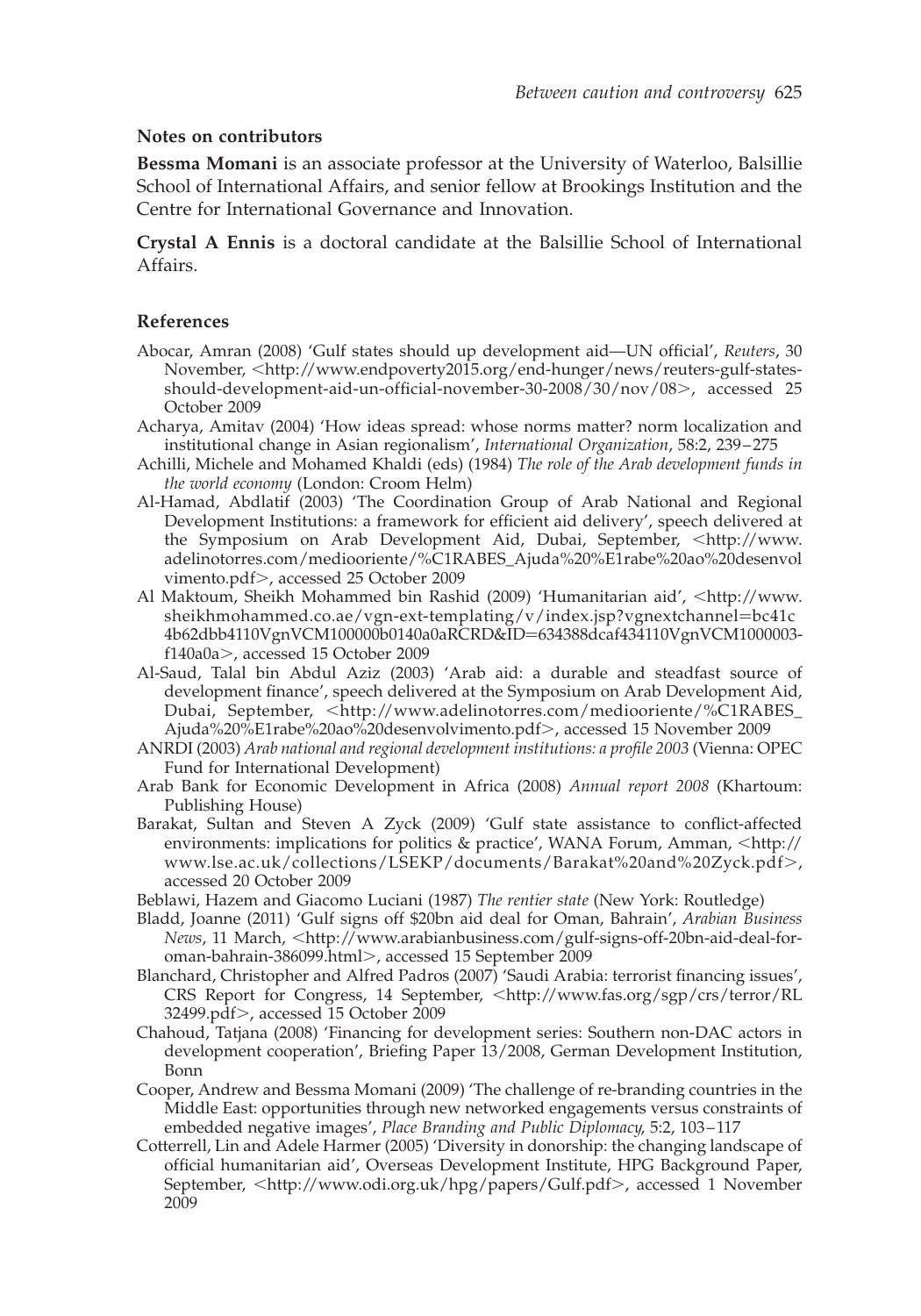## Notes on contributors

**Bessma Momani** is an associate professor at the University of Waterloo, Balsillie School of International Affairs, and senior fellow at Brookings Institution and the Centre for International Governance and Innovation.

**Crystal A Ennis** is a doctoral candidate at the Balsillie School of International Affairs.

## References

Abocar, Amran (2008) 'Gulf states should up development aid—UN official', *Reuters*, 30 November, <http://www.endpoverty2015.org/end-hunger/news/reuters-gulf-states-should-development-aid-un-official-november-30-2008/30/nov/08>, accessed 25 October 2009

Acharya, Amitav (2004) 'How ideas spread: whose norms matter? norm localization and institutional change in Asian regionalism', *International Organization*, 58:2, 239–275

Achilli, Michele and Mohamed Khaldi (eds) (1984) *The role of the Arab development funds in the world economy* (London: Croom Helm)

Al-Hamad, Abdlatif (2003) 'The Coordination Group of Arab National and Regional Development Institutions: a framework for efficient aid delivery', speech delivered at the Symposium on Arab Development Aid, Dubai, September, <http://www.adelinotorres.com/mediooriente/%C1RABES_Ajuda%20%E1rabe%20ao%20desenvolvimento.pdf>, accessed 25 October 2009

Al Maktoum, Sheikh Mohammed bin Rashid (2009) 'Humanitarian aid', <http://www.sheikhmohammed.co.ae/vgn-ext-templating/v/index.jsp?vgnextchannel=bc41c4b62dbb4110VgnVCM100000b0140a0aRCRD&ID=634388dcaf434110VgnVCM1000003f140a0a>, accessed 15 October 2009

Al-Saud, Talal bin Abdul Aziz (2003) 'Arab aid: a durable and steadfast source of development finance', speech delivered at the Symposium on Arab Development Aid, Dubai, September, <http://www.adelinotorres.com/mediooriente/%C1RABES_Ajuda%20%E1rabe%20ao%20desenvolvimento.pdf>, accessed 15 November 2009

ANRDI (2003) *Arab national and regional development institutions: a profile 2003* (Vienna: OPEC Fund for International Development)

Arab Bank for Economic Development in Africa (2008) *Annual report 2008* (Khartoum: Publishing House)

Barakat, Sultan and Steven A Zyck (2009) 'Gulf state assistance to conflict-affected environments: implications for politics & practice', WANA Forum, Amman, <http://www.lse.ac.uk/collections/LSEKP/documents/Barakat%20and%20Zyck.pdf>, accessed 20 October 2009

Beblawi, Hazem and Giacomo Luciani (1987) *The rentier state* (New York: Routledge)

Bladd, Joanne (2011) 'Gulf signs off $20bn aid deal for Oman, Bahrain', *Arabian Business News*, 11 March, <http://www.arabianbusiness.com/gulf-signs-off-20bn-aid-deal-for-oman-bahrain-386099.html>, accessed 15 September 2009

Blanchard, Christopher and Alfred Padros (2007) 'Saudi Arabia: terrorist financing issues', CRS Report for Congress, 14 September, <http://www.fas.org/sgp/crs/terror/RL32499.pdf>, accessed 15 October 2009

Chahoud, Tatjana (2008) 'Financing for development series: Southern non-DAC actors in development cooperation', Briefing Paper 13/2008, German Development Institution, Bonn

Cooper, Andrew and Bessma Momani (2009) 'The challenge of re-branding countries in the Middle East: opportunities through new networked engagements versus constraints of embedded negative images', *Place Branding and Public Diplomacy*, 5:2, 103–117

Cotterrell, Lin and Adele Harmer (2005) 'Diversity in donorship: the changing landscape of official humanitarian aid', Overseas Development Institute, HPG Background Paper, September, <http://www.odi.org.uk/hpg/papers/Gulf.pdf>, accessed 1 November 2009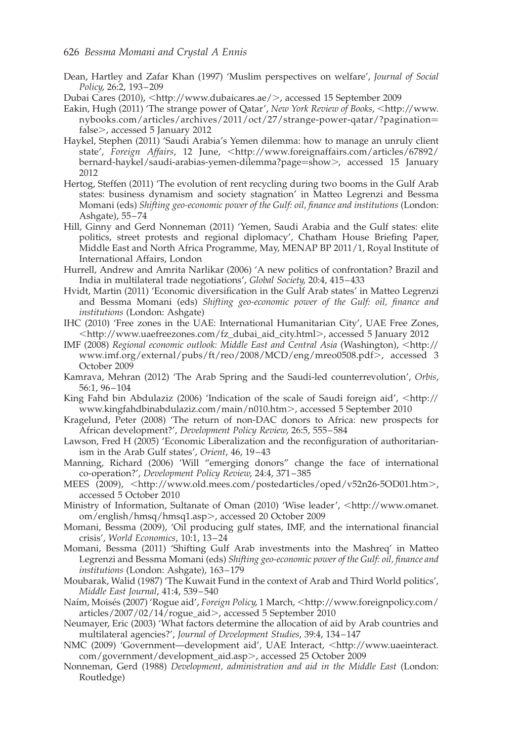Dean, Hartley and Zafar Khan (1997) 'Muslim perspectives on welfare', *Journal of Social Policy*, 26:2, 193–209

Dubai Cares (2010), <http://www.dubaicares.ae/>, accessed 15 September 2009

Eakin, Hugh (2011) 'The strange power of Qatar', *New York Review of Books*, <http://www.nybooks.com/articles/archives/2011/oct/27/strange-power-qatar/?pagination=false>, accessed 5 January 2012

Haykel, Stephen (2011) 'Saudi Arabia's Yemen dilemma: how to manage an unruly client state', *Foreign Affairs*, 12 June, <http://www.foreignaffairs.com/articles/67892/bernard-haykel/saudi-arabias-yemen-dilemma?page=show>, accessed 15 January 2012

Hertog, Steffen (2011) 'The evolution of rent recycling during two booms in the Gulf Arab states: business dynamism and society stagnation' in Matteo Legrenzi and Bessma Momani (eds) *Shifting geo-economic power of the Gulf: oil, finance and institutions* (London: Ashgate), 55–74

Hill, Ginny and Gerd Nonneman (2011) 'Yemen, Saudi Arabia and the Gulf states: elite politics, street protests and regional diplomacy', Chatham House Briefing Paper, Middle East and North Africa Programme, May, MENAP BP 2011/1, Royal Institute of International Affairs, London

Hurrell, Andrew and Amrita Narlikar (2006) 'A new politics of confrontation? Brazil and India in multilateral trade negotiations', *Global Society*, 20:4, 415–433

Hvidt, Martin (2011) 'Economic diversification in the Gulf Arab states' in Matteo Legrenzi and Bessma Momani (eds) *Shifting geo-economic power of the Gulf: oil, finance and institutions* (London: Ashgate)

IHC (2010) 'Free zones in the UAE: International Humanitarian City', UAE Free Zones, <http://www.uaefreezones.com/fz_dubai_aid_city.html>, accessed 5 January 2012

IMF (2008) *Regional economic outlook: Middle East and Central Asia* (Washington), <http://www.imf.org/external/pubs/ft/reo/2008/MCD/eng/mreo0508.pdf>, accessed 3 October 2009

Kamrava, Mehran (2012) 'The Arab Spring and the Saudi-led counterrevolution', *Orbis*, 56:1, 96–104

King Fahd bin Abdulaziz (2006) 'Indication of the scale of Saudi foreign aid', <http://www.kingfahdbinabdulaziz.com/main/n010.htm>, accessed 5 September 2010

Kragelund, Peter (2008) 'The return of non-DAC donors to Africa: new prospects for African development?', *Development Policy Review*, 26:5, 555–584

Lawson, Fred H (2005) 'Economic Liberalization and the reconfiguration of authoritarianism in the Arab Gulf states', *Orient*, 46, 19–43

Manning, Richard (2006) 'Will "emerging donors" change the face of international co-operation?', *Development Policy Review*, 24:4, 371–385

MEES (2009), <http://www.old.mees.com/postedarticles/oped/v52n26-5OD01.htm>, accessed 5 October 2010

Ministry of Information, Sultanate of Oman (2010) 'Wise leader', <http://www.omanet.om/english/hmsq/hmsq1.asp>, accessed 20 October 2009

Momani, Bessma (2009), 'Oil producing gulf states, IMF, and the international financial crisis', *World Economics*, 10:1, 13–24

Momani, Bessma (2011) 'Shifting Gulf Arab investments into the Mashreq' in Matteo Legrenzi and Bessma Momani (eds) *Shifting geo-economic power of the Gulf: oil, finance and institutions* (London: Ashgate), 163–179

Moubarak, Walid (1987) 'The Kuwait Fund in the context of Arab and Third World politics', *Middle East Journal*, 41:4, 539–540

Naím, Moisés (2007) 'Rogue aid', *Foreign Policy*, 1 March, <http://www.foreignpolicy.com/articles/2007/02/14/rogue_aid>, accessed 5 September 2010

Neumayer, Eric (2003) 'What factors determine the allocation of aid by Arab countries and multilateral agencies?', *Journal of Development Studies*, 39:4, 134–147

NMC (2009) 'Government—development aid', UAE Interact, <http://www.uaeinteract.com/government/development_aid.asp>, accessed 25 October 2009

Nonneman, Gerd (1988) *Development, administration and aid in the Middle East* (London: Routledge)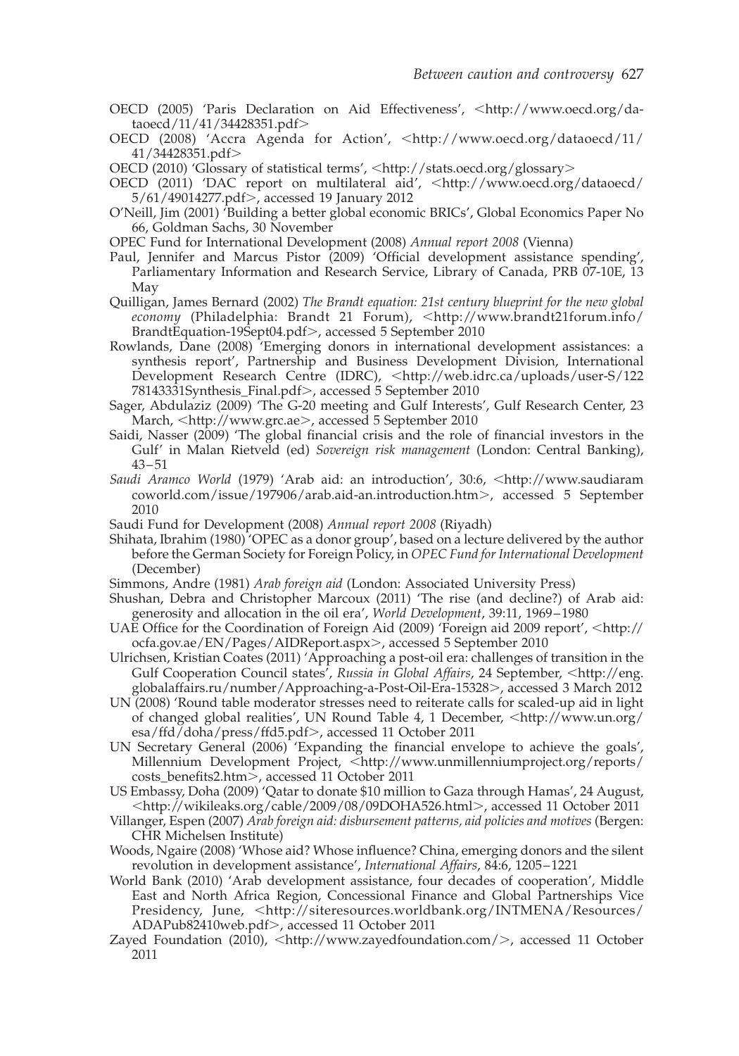OECD (2005) 'Paris Declaration on Aid Effectiveness', <http://www.oecd.org/dataoecd/11/41/34428351.pdf>

OECD (2008) 'Accra Agenda for Action', <http://www.oecd.org/dataoecd/11/41/34428351.pdf>

OECD (2010) 'Glossary of statistical terms', <http://stats.oecd.org/glossary>

OECD (2011) 'DAC report on multilateral aid', <http://www.oecd.org/dataoecd/5/61/49014277.pdf>, accessed 19 January 2012

O'Neill, Jim (2001) 'Building a better global economic BRICs', Global Economics Paper No 66, Goldman Sachs, 30 November

OPEC Fund for International Development (2008) *Annual report 2008* (Vienna)

Paul, Jennifer and Marcus Pistor (2009) 'Official development assistance spending', Parliamentary Information and Research Service, Library of Canada, PRB 07-10E, 13 May

Quilligan, James Bernard (2002) *The Brandt equation: 21st century blueprint for the new global economy* (Philadelphia: Brandt 21 Forum), <http://www.brandt21forum.info/BrandtEquation-19Sept04.pdf>, accessed 5 September 2010

Rowlands, Dane (2008) 'Emerging donors in international development assistances: a synthesis report', Partnership and Business Development Division, International Development Research Centre (IDRC), <http://web.idrc.ca/uploads/user-S/12278143331Synthesis_Final.pdf>, accessed 5 September 2010

Sager, Abdulaziz (2009) 'The G-20 meeting and Gulf Interests', Gulf Research Center, 23 March, <http://www.grc.ae>, accessed 5 September 2010

Saidi, Nasser (2009) 'The global financial crisis and the role of financial investors in the Gulf' in Malan Rietveld (ed) *Sovereign risk management* (London: Central Banking), 43–51

*Saudi Aramco World* (1979) 'Arab aid: an introduction', 30:6, <http://www.saudiaramcoworld.com/issue/197906/arab.aid-an.introduction.htm>, accessed 5 September 2010

Saudi Fund for Development (2008) *Annual report 2008* (Riyadh)

Shihata, Ibrahim (1980) 'OPEC as a donor group', based on a lecture delivered by the author before the German Society for Foreign Policy, in *OPEC Fund for International Development* (December)

Simmons, Andre (1981) *Arab foreign aid* (London: Associated University Press)

Shushan, Debra and Christopher Marcoux (2011) 'The rise (and decline?) of Arab aid: generosity and allocation in the oil era', *World Development*, 39:11, 1969–1980

UAE Office for the Coordination of Foreign Aid (2009) 'Foreign aid 2009 report', <http://ocfa.gov.ae/EN/Pages/AIDReport.aspx>, accessed 5 September 2010

Ulrichsen, Kristian Coates (2011) 'Approaching a post-oil era: challenges of transition in the Gulf Cooperation Council states', *Russia in Global Affairs*, 24 September, <http://eng.globalaffairs.ru/number/Approaching-a-Post-Oil-Era-15328>, accessed 3 March 2012

UN (2008) 'Round table moderator stresses need to reiterate calls for scaled-up aid in light of changed global realities', UN Round Table 4, 1 December, <http://www.un.org/esa/ffd/doha/press/ffd5.pdf>, accessed 11 October 2011

UN Secretary General (2006) 'Expanding the financial envelope to achieve the goals', Millennium Development Project, <http://www.unmillenniumproject.org/reports/costs_benefits2.htm>, accessed 11 October 2011

US Embassy, Doha (2009) 'Qatar to donate $10 million to Gaza through Hamas', 24 August, <http://wikileaks.org/cable/2009/08/09DOHA526.html>, accessed 11 October 2011

Villanger, Espen (2007) *Arab foreign aid: disbursement patterns, aid policies and motives* (Bergen: CHR Michelsen Institute)

Woods, Ngaire (2008) 'Whose aid? Whose influence? China, emerging donors and the silent revolution in development assistance', *International Affairs*, 84:6, 1205–1221

World Bank (2010) 'Arab development assistance, four decades of cooperation', Middle East and North Africa Region, Concessional Finance and Global Partnerships Vice Presidency, June, <http://siteresources.worldbank.org/INTMENA/Resources/ADAPub82410web.pdf>, accessed 11 October 2011

Zayed Foundation (2010), <http://www.zayedfoundation.com/>, accessed 11 October 2011